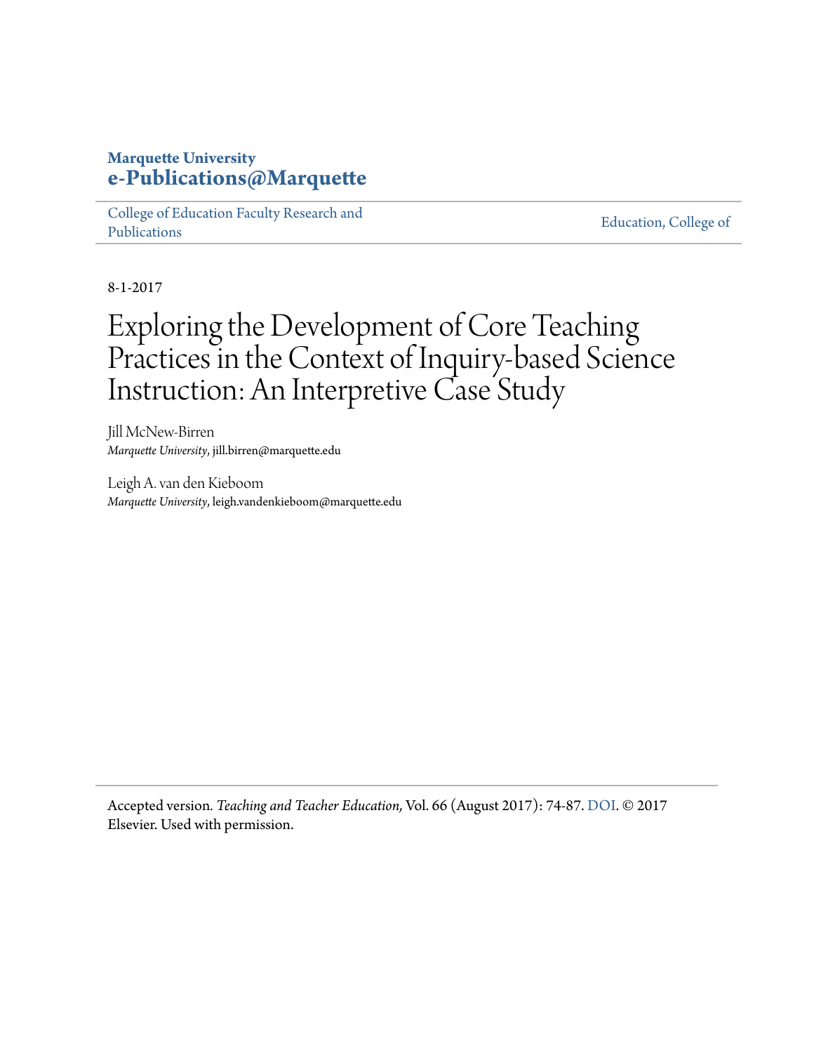**Marquette University**
**e-Publications@Marquette**

College of Education Faculty Research and Publications | Education, College of

8-1-2017

# Exploring the Development of Core Teaching Practices in the Context of Inquiry-based Science Instruction: An Interpretive Case Study

Jill McNew-Birren
*Marquette University*, jill.birren@marquette.edu

Leigh A. van den Kieboom
*Marquette University*, leigh.vandenkieboom@marquette.edu

Accepted version. *Teaching and Teacher Education,* Vol. 66 (August 2017): 74-87. DOI. © 2017 Elsevier. Used with permission.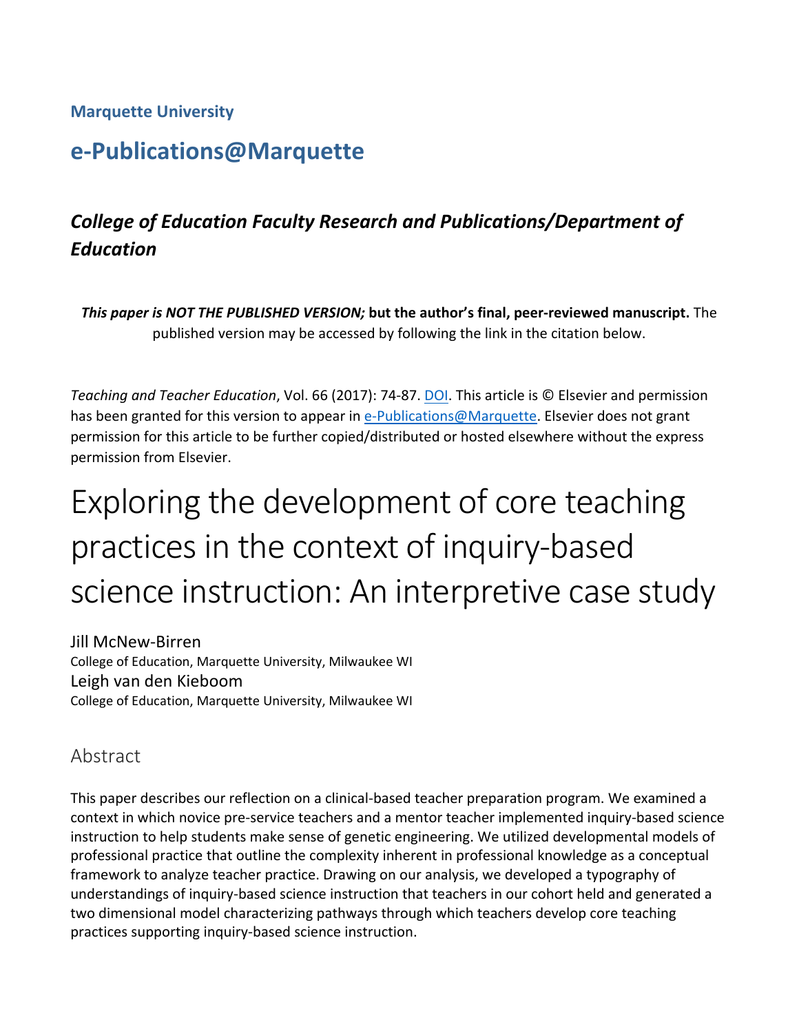Marquette University

# e-Publications@Marquette

## *College of Education Faculty Research and Publications/Department of Education*

***This paper is NOT THE PUBLISHED VERSION;* but the author's final, peer-reviewed manuscript.** The published version may be accessed by following the link in the citation below.

*Teaching and Teacher Education*, Vol. 66 (2017): 74-87. DOI. This article is © Elsevier and permission has been granted for this version to appear in e-Publications@Marquette. Elsevier does not grant permission for this article to be further copied/distributed or hosted elsewhere without the express permission from Elsevier.

# Exploring the development of core teaching practices in the context of inquiry-based science instruction: An interpretive case study

Jill McNew-Birren
College of Education, Marquette University, Milwaukee WI

Leigh van den Kieboom
College of Education, Marquette University, Milwaukee WI

## Abstract

This paper describes our reflection on a clinical-based teacher preparation program. We examined a context in which novice pre-service teachers and a mentor teacher implemented inquiry-based science instruction to help students make sense of genetic engineering. We utilized developmental models of professional practice that outline the complexity inherent in professional knowledge as a conceptual framework to analyze teacher practice. Drawing on our analysis, we developed a typography of understandings of inquiry-based science instruction that teachers in our cohort held and generated a two dimensional model characterizing pathways through which teachers develop core teaching practices supporting inquiry-based science instruction.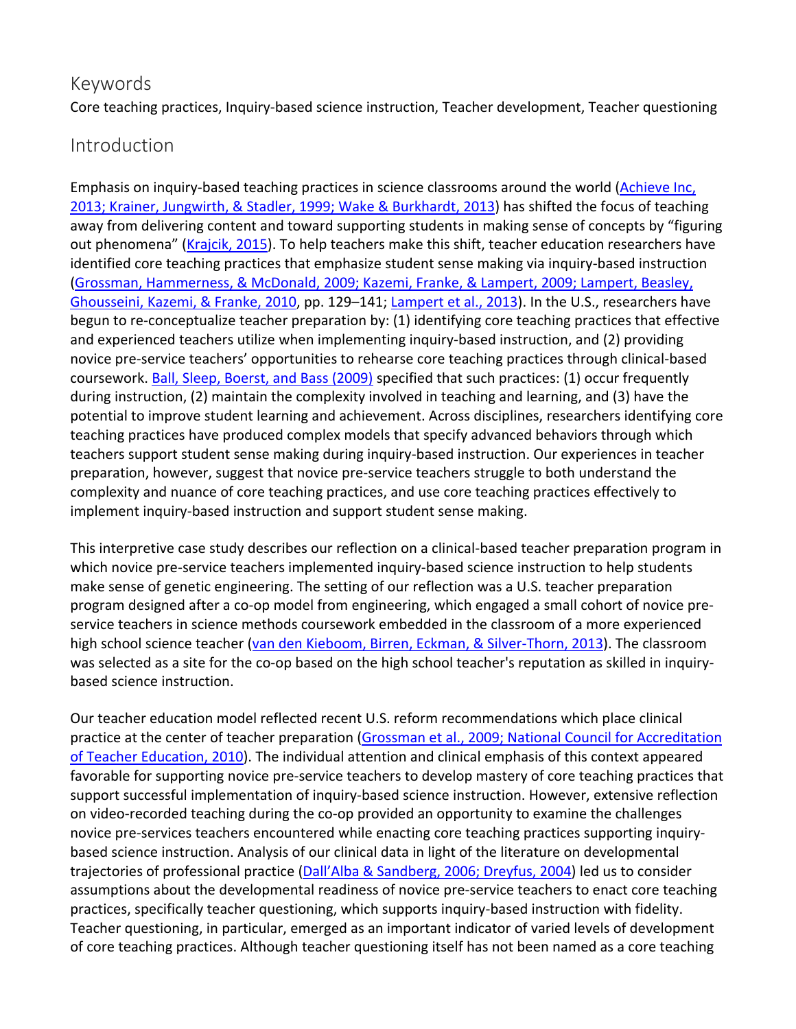## Keywords

Core teaching practices, Inquiry-based science instruction, Teacher development, Teacher questioning

## Introduction

Emphasis on inquiry-based teaching practices in science classrooms around the world (Achieve Inc, 2013; Krainer, Jungwirth, & Stadler, 1999; Wake & Burkhardt, 2013) has shifted the focus of teaching away from delivering content and toward supporting students in making sense of concepts by "figuring out phenomena" (Krajcik, 2015). To help teachers make this shift, teacher education researchers have identified core teaching practices that emphasize student sense making via inquiry-based instruction (Grossman, Hammerness, & McDonald, 2009; Kazemi, Franke, & Lampert, 2009; Lampert, Beasley, Ghousseini, Kazemi, & Franke, 2010, pp. 129–141; Lampert et al., 2013). In the U.S., researchers have begun to re-conceptualize teacher preparation by: (1) identifying core teaching practices that effective and experienced teachers utilize when implementing inquiry-based instruction, and (2) providing novice pre-service teachers' opportunities to rehearse core teaching practices through clinical-based coursework. Ball, Sleep, Boerst, and Bass (2009) specified that such practices: (1) occur frequently during instruction, (2) maintain the complexity involved in teaching and learning, and (3) have the potential to improve student learning and achievement. Across disciplines, researchers identifying core teaching practices have produced complex models that specify advanced behaviors through which teachers support student sense making during inquiry-based instruction. Our experiences in teacher preparation, however, suggest that novice pre-service teachers struggle to both understand the complexity and nuance of core teaching practices, and use core teaching practices effectively to implement inquiry-based instruction and support student sense making.

This interpretive case study describes our reflection on a clinical-based teacher preparation program in which novice pre-service teachers implemented inquiry-based science instruction to help students make sense of genetic engineering. The setting of our reflection was a U.S. teacher preparation program designed after a co-op model from engineering, which engaged a small cohort of novice pre-service teachers in science methods coursework embedded in the classroom of a more experienced high school science teacher (van den Kieboom, Birren, Eckman, & Silver-Thorn, 2013). The classroom was selected as a site for the co-op based on the high school teacher's reputation as skilled in inquiry-based science instruction.

Our teacher education model reflected recent U.S. reform recommendations which place clinical practice at the center of teacher preparation (Grossman et al., 2009; National Council for Accreditation of Teacher Education, 2010). The individual attention and clinical emphasis of this context appeared favorable for supporting novice pre-service teachers to develop mastery of core teaching practices that support successful implementation of inquiry-based science instruction. However, extensive reflection on video-recorded teaching during the co-op provided an opportunity to examine the challenges novice pre-services teachers encountered while enacting core teaching practices supporting inquiry-based science instruction. Analysis of our clinical data in light of the literature on developmental trajectories of professional practice (Dall'Alba & Sandberg, 2006; Dreyfus, 2004) led us to consider assumptions about the developmental readiness of novice pre-service teachers to enact core teaching practices, specifically teacher questioning, which supports inquiry-based instruction with fidelity. Teacher questioning, in particular, emerged as an important indicator of varied levels of development of core teaching practices. Although teacher questioning itself has not been named as a core teaching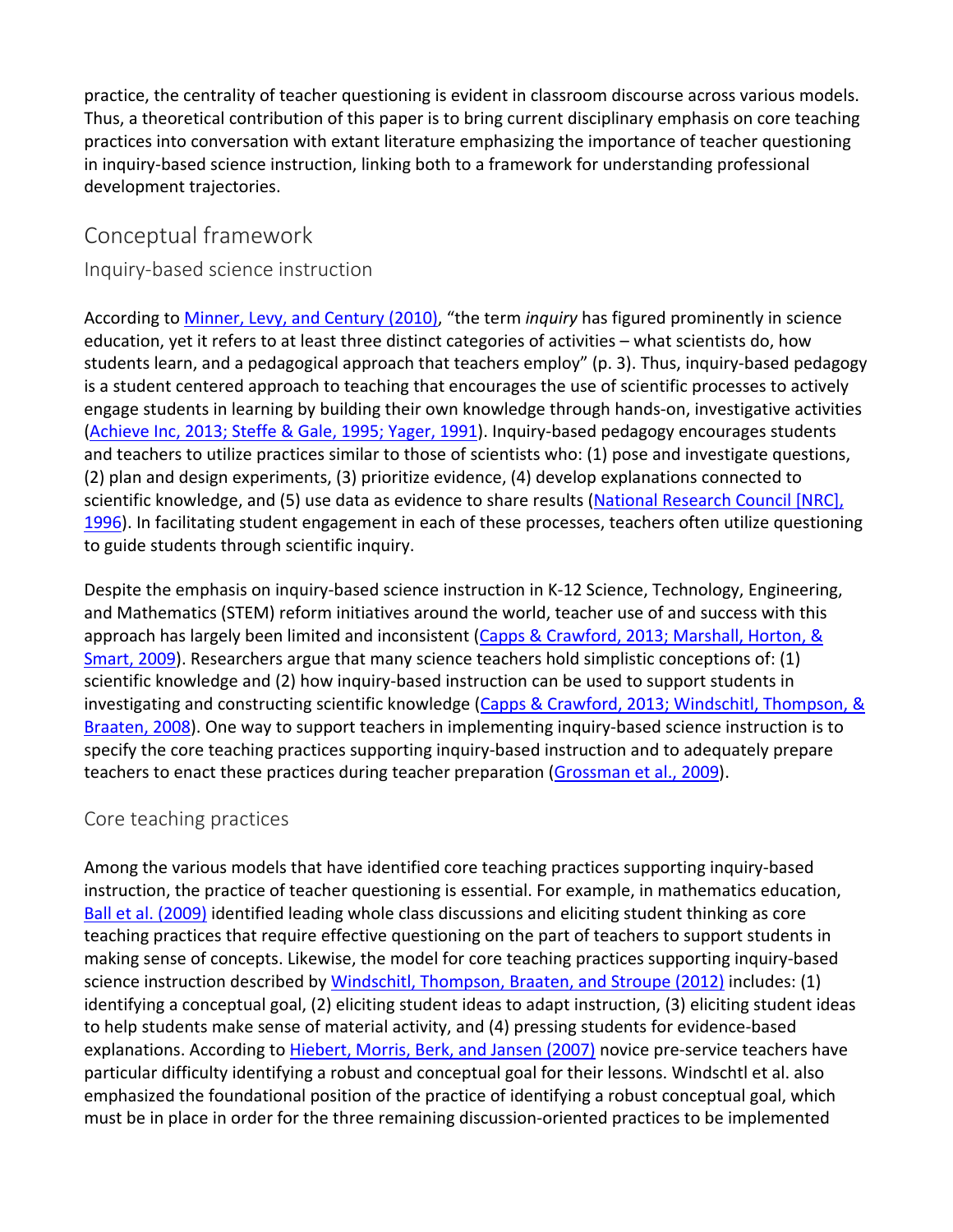practice, the centrality of teacher questioning is evident in classroom discourse across various models. Thus, a theoretical contribution of this paper is to bring current disciplinary emphasis on core teaching practices into conversation with extant literature emphasizing the importance of teacher questioning in inquiry-based science instruction, linking both to a framework for understanding professional development trajectories.

## Conceptual framework

### Inquiry-based science instruction

According to Minner, Levy, and Century (2010), "the term *inquiry* has figured prominently in science education, yet it refers to at least three distinct categories of activities – what scientists do, how students learn, and a pedagogical approach that teachers employ" (p. 3). Thus, inquiry-based pedagogy is a student centered approach to teaching that encourages the use of scientific processes to actively engage students in learning by building their own knowledge through hands-on, investigative activities (Achieve Inc, 2013; Steffe & Gale, 1995; Yager, 1991). Inquiry-based pedagogy encourages students and teachers to utilize practices similar to those of scientists who: (1) pose and investigate questions, (2) plan and design experiments, (3) prioritize evidence, (4) develop explanations connected to scientific knowledge, and (5) use data as evidence to share results (National Research Council [NRC], 1996). In facilitating student engagement in each of these processes, teachers often utilize questioning to guide students through scientific inquiry.

Despite the emphasis on inquiry-based science instruction in K-12 Science, Technology, Engineering, and Mathematics (STEM) reform initiatives around the world, teacher use of and success with this approach has largely been limited and inconsistent (Capps & Crawford, 2013; Marshall, Horton, & Smart, 2009). Researchers argue that many science teachers hold simplistic conceptions of: (1) scientific knowledge and (2) how inquiry-based instruction can be used to support students in investigating and constructing scientific knowledge (Capps & Crawford, 2013; Windschitl, Thompson, & Braaten, 2008). One way to support teachers in implementing inquiry-based science instruction is to specify the core teaching practices supporting inquiry-based instruction and to adequately prepare teachers to enact these practices during teacher preparation (Grossman et al., 2009).

### Core teaching practices

Among the various models that have identified core teaching practices supporting inquiry-based instruction, the practice of teacher questioning is essential. For example, in mathematics education, Ball et al. (2009) identified leading whole class discussions and eliciting student thinking as core teaching practices that require effective questioning on the part of teachers to support students in making sense of concepts. Likewise, the model for core teaching practices supporting inquiry-based science instruction described by Windschitl, Thompson, Braaten, and Stroupe (2012) includes: (1) identifying a conceptual goal, (2) eliciting student ideas to adapt instruction, (3) eliciting student ideas to help students make sense of material activity, and (4) pressing students for evidence-based explanations. According to Hiebert, Morris, Berk, and Jansen (2007) novice pre-service teachers have particular difficulty identifying a robust and conceptual goal for their lessons. Windschtl et al. also emphasized the foundational position of the practice of identifying a robust conceptual goal, which must be in place in order for the three remaining discussion-oriented practices to be implemented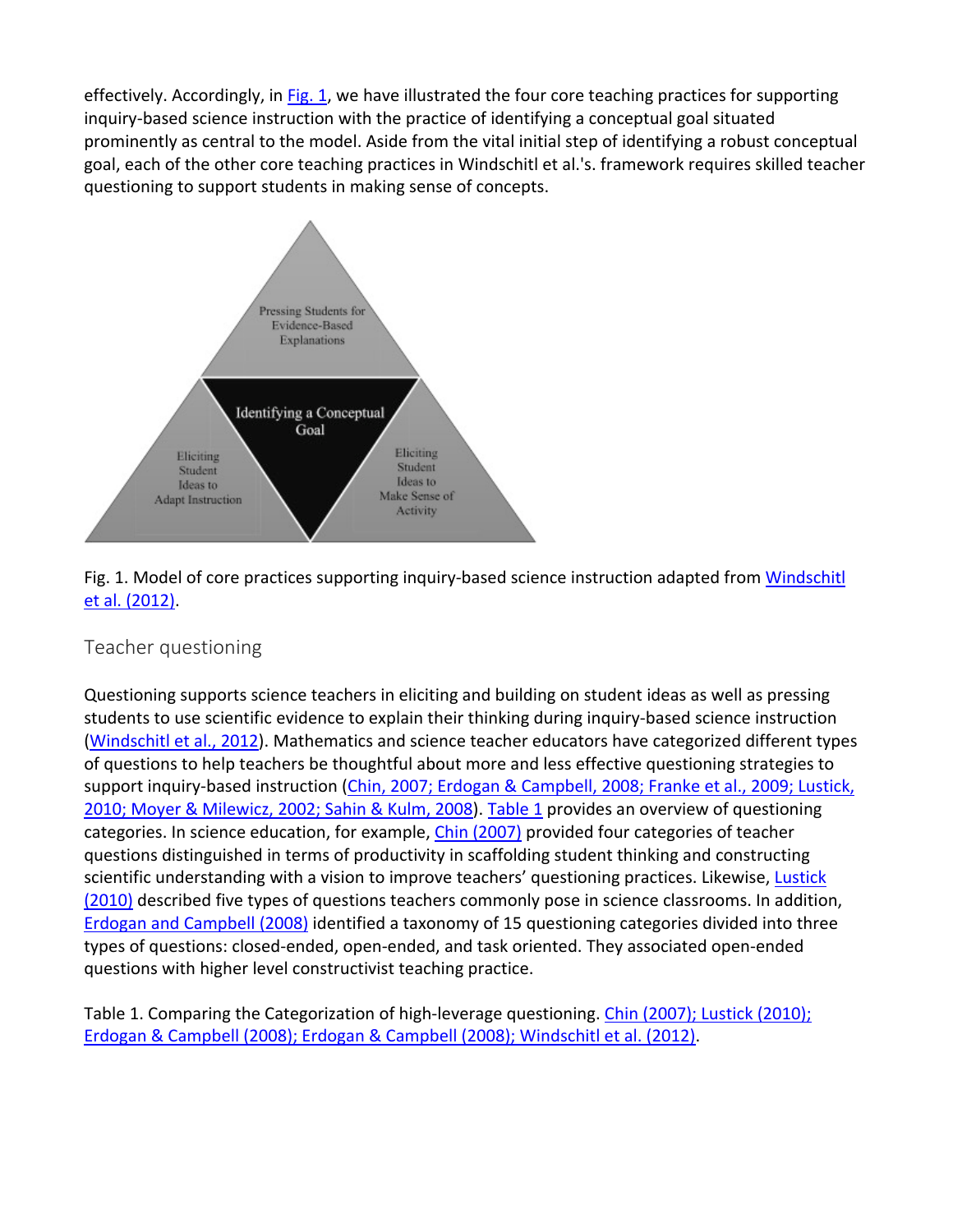effectively. Accordingly, in Fig. 1, we have illustrated the four core teaching practices for supporting inquiry-based science instruction with the practice of identifying a conceptual goal situated prominently as central to the model. Aside from the vital initial step of identifying a robust conceptual goal, each of the other core teaching practices in Windschitl et al.'s. framework requires skilled teacher questioning to support students in making sense of concepts.

Fig. 1. Model of core practices supporting inquiry-based science instruction adapted from Windschitl et al. (2012).

## Teacher questioning

Questioning supports science teachers in eliciting and building on student ideas as well as pressing students to use scientific evidence to explain their thinking during inquiry-based science instruction (Windschitl et al., 2012). Mathematics and science teacher educators have categorized different types of questions to help teachers be thoughtful about more and less effective questioning strategies to support inquiry-based instruction (Chin, 2007; Erdogan & Campbell, 2008; Franke et al., 2009; Lustick, 2010; Moyer & Milewicz, 2002; Sahin & Kulm, 2008). Table 1 provides an overview of questioning categories. In science education, for example, Chin (2007) provided four categories of teacher questions distinguished in terms of productivity in scaffolding student thinking and constructing scientific understanding with a vision to improve teachers' questioning practices. Likewise, Lustick (2010) described five types of questions teachers commonly pose in science classrooms. In addition, Erdogan and Campbell (2008) identified a taxonomy of 15 questioning categories divided into three types of questions: closed-ended, open-ended, and task oriented. They associated open-ended questions with higher level constructivist teaching practice.

Table 1. Comparing the Categorization of high-leverage questioning. Chin (2007); Lustick (2010); Erdogan & Campbell (2008); Erdogan & Campbell (2008); Windschitl et al. (2012).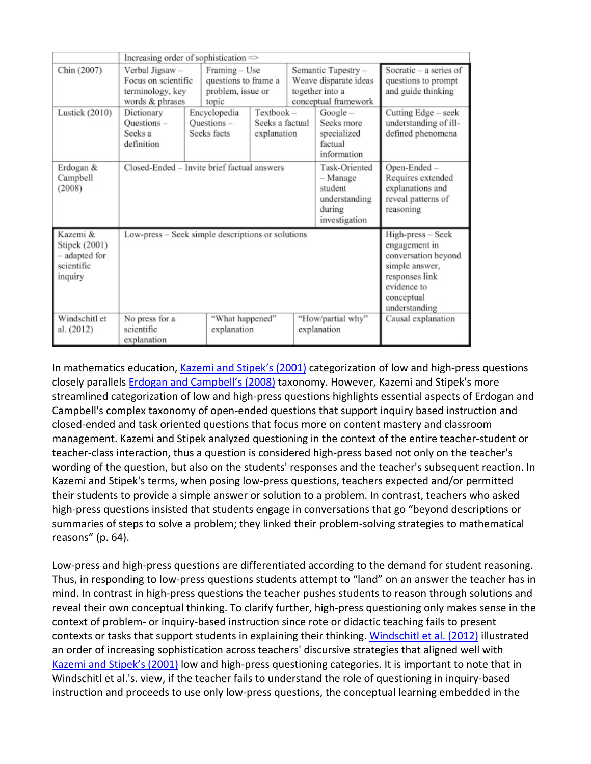| | Increasing order of sophistication => | | | | |
|---|---|---|---|---|---|
| Chin (2007) | Verbal Jigsaw – Focus on scientific terminology, key words & phrases | Framing – Use questions to frame a problem, issue or topic | | Semantic Tapestry – Weave disparate ideas together into a conceptual framework | Socratic – a series of questions to prompt and guide thinking |
| Lustick (2010) | Dictionary Questions – Seeks a definition | Encyclopedia Questions – Seeks facts | Textbook – Seeks a factual explanation | Google – Seeks more specialized factual information | Cutting Edge – seek understanding of ill-defined phenomena |
| Erdogan & Campbell (2008) | Closed-Ended – Invite brief factual answers | | | Task-Oriented – Manage student understanding during investigation | Open-Ended – Requires extended explanations and reveal patterns of reasoning |
| Kazemi & Stipek (2001) – adapted for scientific inquiry | Low-press – Seek simple descriptions or solutions | | | | High-press – Seek engagement in conversation beyond simple answer, responses link evidence to conceptual understanding |
| Windschitl et al. (2012) | No press for a scientific explanation | "What happened" explanation | | "How/partial why" explanation | Causal explanation |

In mathematics education, Kazemi and Stipek's (2001) categorization of low and high-press questions closely parallels Erdogan and Campbell's (2008) taxonomy. However, Kazemi and Stipek's more streamlined categorization of low and high-press questions highlights essential aspects of Erdogan and Campbell's complex taxonomy of open-ended questions that support inquiry based instruction and closed-ended and task oriented questions that focus more on content mastery and classroom management. Kazemi and Stipek analyzed questioning in the context of the entire teacher-student or teacher-class interaction, thus a question is considered high-press based not only on the teacher's wording of the question, but also on the students' responses and the teacher's subsequent reaction. In Kazemi and Stipek's terms, when posing low-press questions, teachers expected and/or permitted their students to provide a simple answer or solution to a problem. In contrast, teachers who asked high-press questions insisted that students engage in conversations that go "beyond descriptions or summaries of steps to solve a problem; they linked their problem-solving strategies to mathematical reasons" (p. 64).

Low-press and high-press questions are differentiated according to the demand for student reasoning. Thus, in responding to low-press questions students attempt to "land" on an answer the teacher has in mind. In contrast in high-press questions the teacher pushes students to reason through solutions and reveal their own conceptual thinking. To clarify further, high-press questioning only makes sense in the context of problem- or inquiry-based instruction since rote or didactic teaching fails to present contexts or tasks that support students in explaining their thinking. Windschitl et al. (2012) illustrated an order of increasing sophistication across teachers' discursive strategies that aligned well with Kazemi and Stipek's (2001) low and high-press questioning categories. It is important to note that in Windschitl et al.'s. view, if the teacher fails to understand the role of questioning in inquiry-based instruction and proceeds to use only low-press questions, the conceptual learning embedded in the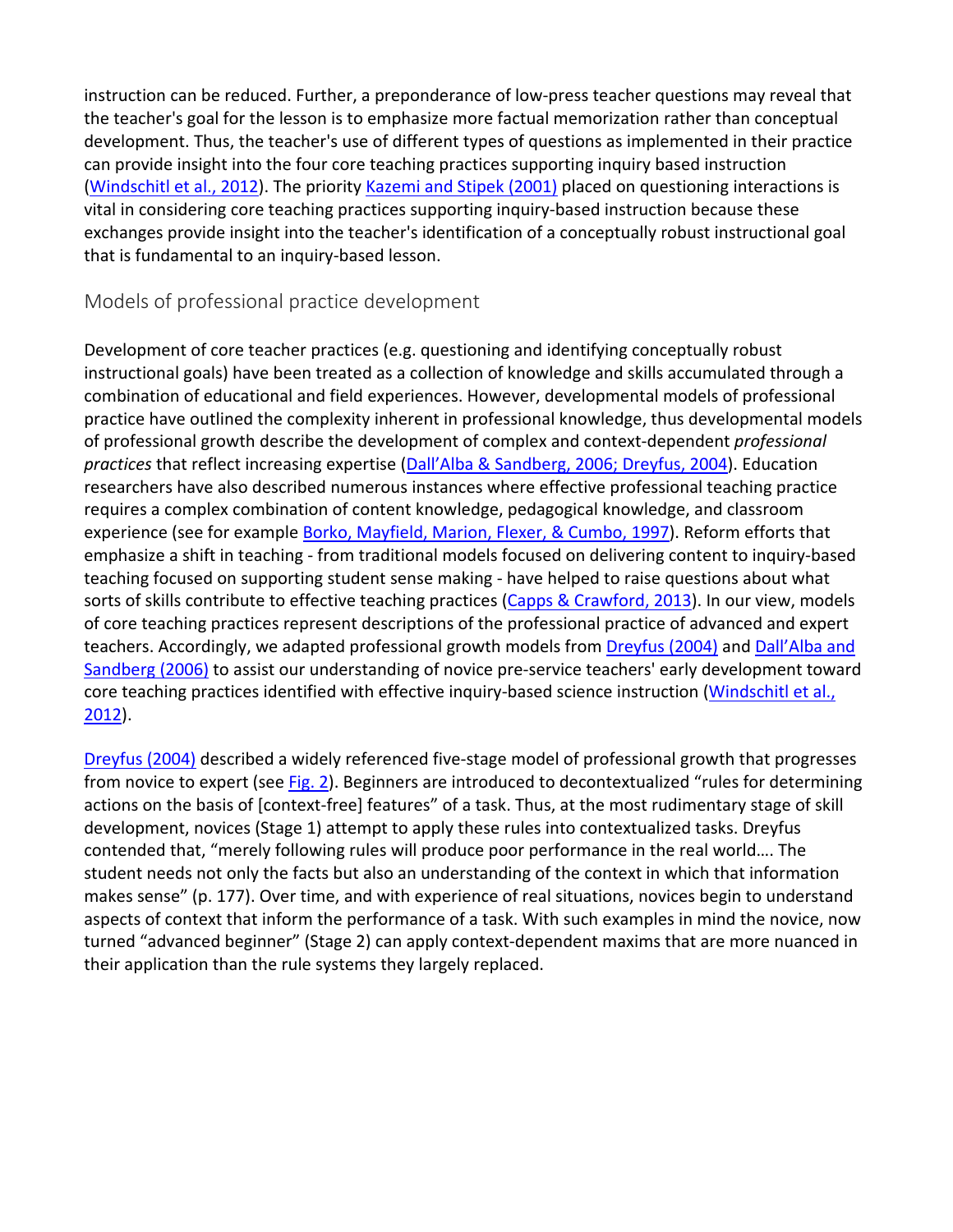instruction can be reduced. Further, a preponderance of low-press teacher questions may reveal that the teacher's goal for the lesson is to emphasize more factual memorization rather than conceptual development. Thus, the teacher's use of different types of questions as implemented in their practice can provide insight into the four core teaching practices supporting inquiry based instruction (Windschitl et al., 2012). The priority Kazemi and Stipek (2001) placed on questioning interactions is vital in considering core teaching practices supporting inquiry-based instruction because these exchanges provide insight into the teacher's identification of a conceptually robust instructional goal that is fundamental to an inquiry-based lesson.

## Models of professional practice development

Development of core teacher practices (e.g. questioning and identifying conceptually robust instructional goals) have been treated as a collection of knowledge and skills accumulated through a combination of educational and field experiences. However, developmental models of professional practice have outlined the complexity inherent in professional knowledge, thus developmental models of professional growth describe the development of complex and context-dependent *professional practices* that reflect increasing expertise (Dall'Alba & Sandberg, 2006; Dreyfus, 2004). Education researchers have also described numerous instances where effective professional teaching practice requires a complex combination of content knowledge, pedagogical knowledge, and classroom experience (see for example Borko, Mayfield, Marion, Flexer, & Cumbo, 1997). Reform efforts that emphasize a shift in teaching - from traditional models focused on delivering content to inquiry-based teaching focused on supporting student sense making - have helped to raise questions about what sorts of skills contribute to effective teaching practices (Capps & Crawford, 2013). In our view, models of core teaching practices represent descriptions of the professional practice of advanced and expert teachers. Accordingly, we adapted professional growth models from Dreyfus (2004) and Dall'Alba and Sandberg (2006) to assist our understanding of novice pre-service teachers' early development toward core teaching practices identified with effective inquiry-based science instruction (Windschitl et al., 2012).

Dreyfus (2004) described a widely referenced five-stage model of professional growth that progresses from novice to expert (see Fig. 2). Beginners are introduced to decontextualized "rules for determining actions on the basis of [context-free] features" of a task. Thus, at the most rudimentary stage of skill development, novices (Stage 1) attempt to apply these rules into contextualized tasks. Dreyfus contended that, "merely following rules will produce poor performance in the real world…. The student needs not only the facts but also an understanding of the context in which that information makes sense" (p. 177). Over time, and with experience of real situations, novices begin to understand aspects of context that inform the performance of a task. With such examples in mind the novice, now turned "advanced beginner" (Stage 2) can apply context-dependent maxims that are more nuanced in their application than the rule systems they largely replaced.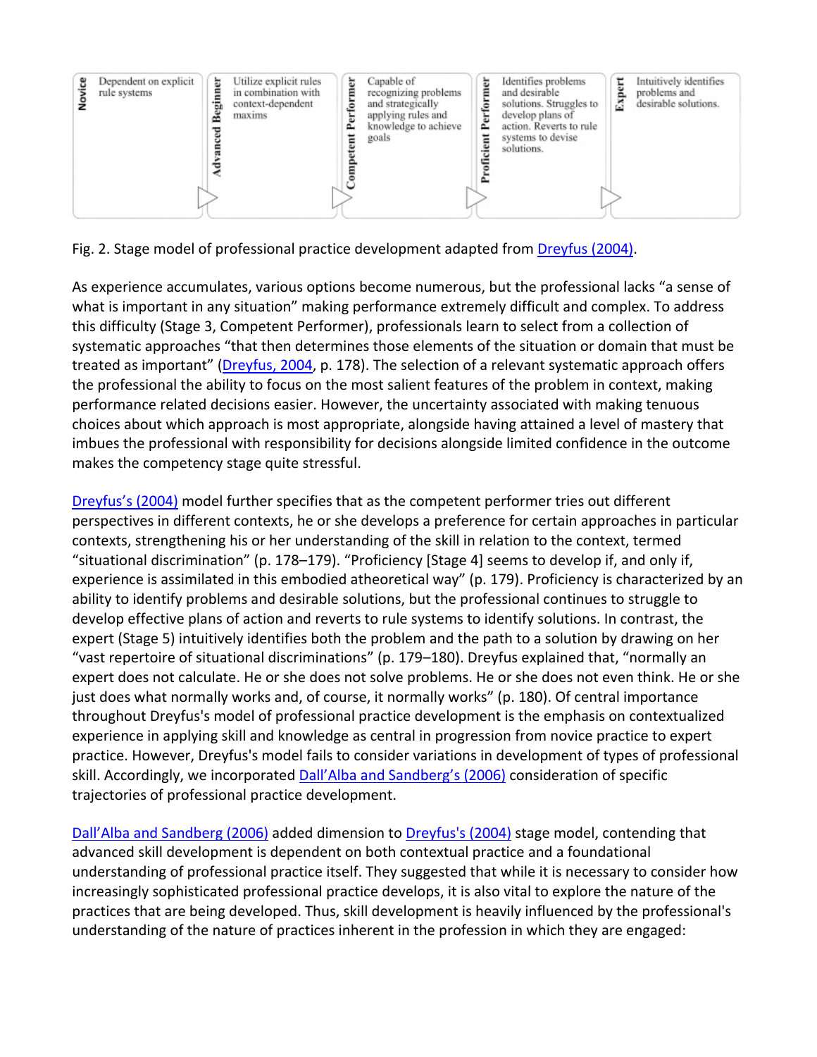| Novice | Advanced Beginner | Competent Performer | Proficient Performer | Expert |
| --- | --- | --- | --- | --- |
| Dependent on explicit rule systems | Utilize explicit rules in combination with context-dependent maxims | Capable of recognizing problems and strategically applying rules and knowledge to achieve goals | Identifies problems and desirable solutions. Struggles to develop plans of action. Reverts to rule systems to devise solutions. | Intuitively identifies problems and desirable solutions. |

Fig. 2. Stage model of professional practice development adapted from Dreyfus (2004).

As experience accumulates, various options become numerous, but the professional lacks "a sense of what is important in any situation" making performance extremely difficult and complex. To address this difficulty (Stage 3, Competent Performer), professionals learn to select from a collection of systematic approaches "that then determines those elements of the situation or domain that must be treated as important" (Dreyfus, 2004, p. 178). The selection of a relevant systematic approach offers the professional the ability to focus on the most salient features of the problem in context, making performance related decisions easier. However, the uncertainty associated with making tenuous choices about which approach is most appropriate, alongside having attained a level of mastery that imbues the professional with responsibility for decisions alongside limited confidence in the outcome makes the competency stage quite stressful.

Dreyfus's (2004) model further specifies that as the competent performer tries out different perspectives in different contexts, he or she develops a preference for certain approaches in particular contexts, strengthening his or her understanding of the skill in relation to the context, termed "situational discrimination" (p. 178–179). "Proficiency [Stage 4] seems to develop if, and only if, experience is assimilated in this embodied atheoretical way" (p. 179). Proficiency is characterized by an ability to identify problems and desirable solutions, but the professional continues to struggle to develop effective plans of action and reverts to rule systems to identify solutions. In contrast, the expert (Stage 5) intuitively identifies both the problem and the path to a solution by drawing on her "vast repertoire of situational discriminations" (p. 179–180). Dreyfus explained that, "normally an expert does not calculate. He or she does not solve problems. He or she does not even think. He or she just does what normally works and, of course, it normally works" (p. 180). Of central importance throughout Dreyfus's model of professional practice development is the emphasis on contextualized experience in applying skill and knowledge as central in progression from novice practice to expert practice. However, Dreyfus's model fails to consider variations in development of types of professional skill. Accordingly, we incorporated Dall'Alba and Sandberg's (2006) consideration of specific trajectories of professional practice development.

Dall'Alba and Sandberg (2006) added dimension to Dreyfus's (2004) stage model, contending that advanced skill development is dependent on both contextual practice and a foundational understanding of professional practice itself. They suggested that while it is necessary to consider how increasingly sophisticated professional practice develops, it is also vital to explore the nature of the practices that are being developed. Thus, skill development is heavily influenced by the professional's understanding of the nature of practices inherent in the profession in which they are engaged: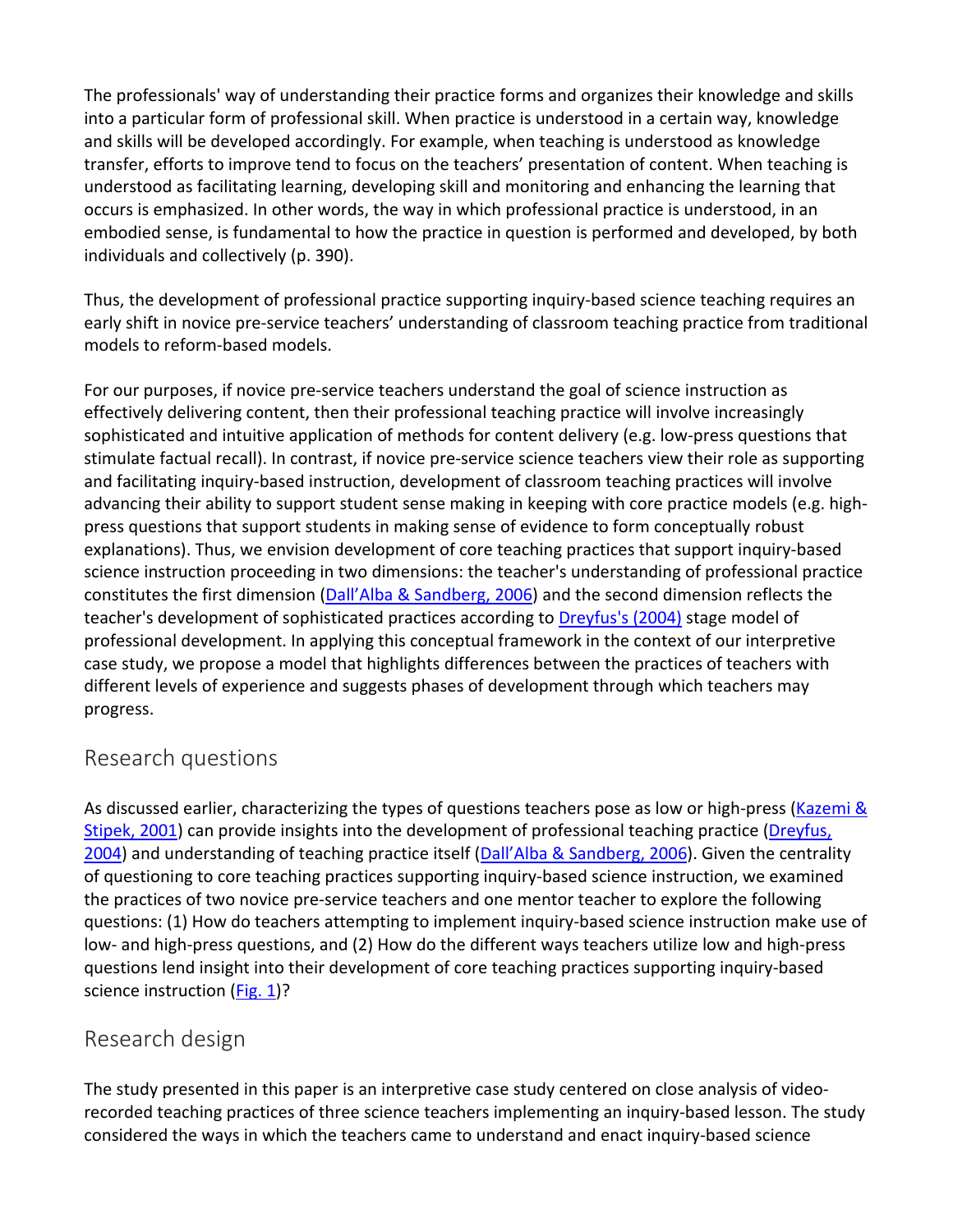The professionals' way of understanding their practice forms and organizes their knowledge and skills into a particular form of professional skill. When practice is understood in a certain way, knowledge and skills will be developed accordingly. For example, when teaching is understood as knowledge transfer, efforts to improve tend to focus on the teachers' presentation of content. When teaching is understood as facilitating learning, developing skill and monitoring and enhancing the learning that occurs is emphasized. In other words, the way in which professional practice is understood, in an embodied sense, is fundamental to how the practice in question is performed and developed, by both individuals and collectively (p. 390).

Thus, the development of professional practice supporting inquiry-based science teaching requires an early shift in novice pre-service teachers' understanding of classroom teaching practice from traditional models to reform-based models.

For our purposes, if novice pre-service teachers understand the goal of science instruction as effectively delivering content, then their professional teaching practice will involve increasingly sophisticated and intuitive application of methods for content delivery (e.g. low-press questions that stimulate factual recall). In contrast, if novice pre-service science teachers view their role as supporting and facilitating inquiry-based instruction, development of classroom teaching practices will involve advancing their ability to support student sense making in keeping with core practice models (e.g. high-press questions that support students in making sense of evidence to form conceptually robust explanations). Thus, we envision development of core teaching practices that support inquiry-based science instruction proceeding in two dimensions: the teacher's understanding of professional practice constitutes the first dimension (Dall'Alba & Sandberg, 2006) and the second dimension reflects the teacher's development of sophisticated practices according to Dreyfus's (2004) stage model of professional development. In applying this conceptual framework in the context of our interpretive case study, we propose a model that highlights differences between the practices of teachers with different levels of experience and suggests phases of development through which teachers may progress.

## Research questions

As discussed earlier, characterizing the types of questions teachers pose as low or high-press (Kazemi & Stipek, 2001) can provide insights into the development of professional teaching practice (Dreyfus, 2004) and understanding of teaching practice itself (Dall'Alba & Sandberg, 2006). Given the centrality of questioning to core teaching practices supporting inquiry-based science instruction, we examined the practices of two novice pre-service teachers and one mentor teacher to explore the following questions: (1) How do teachers attempting to implement inquiry-based science instruction make use of low- and high-press questions, and (2) How do the different ways teachers utilize low and high-press questions lend insight into their development of core teaching practices supporting inquiry-based science instruction (Fig. 1)?

## Research design

The study presented in this paper is an interpretive case study centered on close analysis of video-recorded teaching practices of three science teachers implementing an inquiry-based lesson. The study considered the ways in which the teachers came to understand and enact inquiry-based science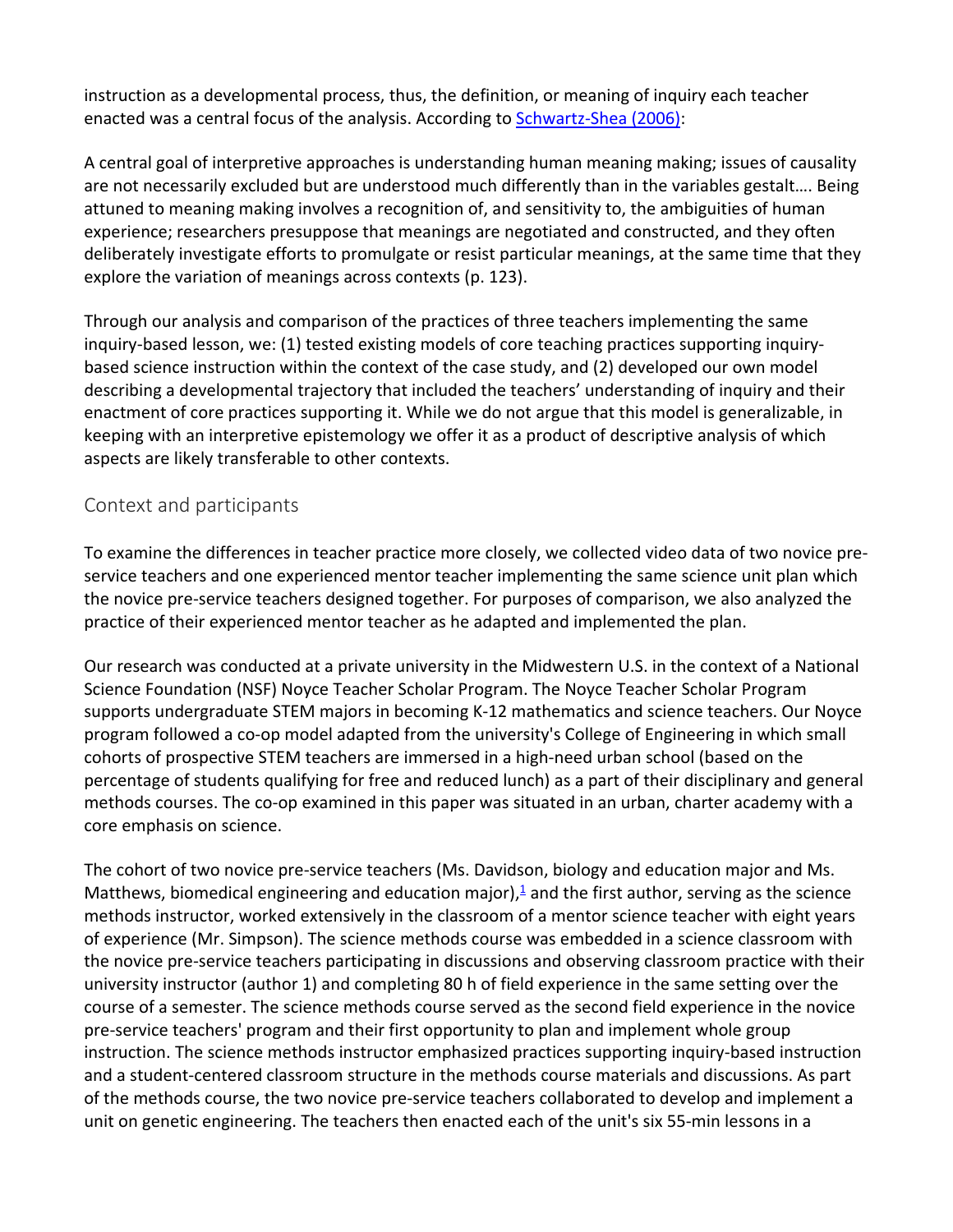instruction as a developmental process, thus, the definition, or meaning of inquiry each teacher enacted was a central focus of the analysis. According to Schwartz-Shea (2006):

A central goal of interpretive approaches is understanding human meaning making; issues of causality are not necessarily excluded but are understood much differently than in the variables gestalt…. Being attuned to meaning making involves a recognition of, and sensitivity to, the ambiguities of human experience; researchers presuppose that meanings are negotiated and constructed, and they often deliberately investigate efforts to promulgate or resist particular meanings, at the same time that they explore the variation of meanings across contexts (p. 123).

Through our analysis and comparison of the practices of three teachers implementing the same inquiry-based lesson, we: (1) tested existing models of core teaching practices supporting inquiry-based science instruction within the context of the case study, and (2) developed our own model describing a developmental trajectory that included the teachers' understanding of inquiry and their enactment of core practices supporting it. While we do not argue that this model is generalizable, in keeping with an interpretive epistemology we offer it as a product of descriptive analysis of which aspects are likely transferable to other contexts.

## Context and participants

To examine the differences in teacher practice more closely, we collected video data of two novice pre-service teachers and one experienced mentor teacher implementing the same science unit plan which the novice pre-service teachers designed together. For purposes of comparison, we also analyzed the practice of their experienced mentor teacher as he adapted and implemented the plan.

Our research was conducted at a private university in the Midwestern U.S. in the context of a National Science Foundation (NSF) Noyce Teacher Scholar Program. The Noyce Teacher Scholar Program supports undergraduate STEM majors in becoming K-12 mathematics and science teachers. Our Noyce program followed a co-op model adapted from the university's College of Engineering in which small cohorts of prospective STEM teachers are immersed in a high-need urban school (based on the percentage of students qualifying for free and reduced lunch) as a part of their disciplinary and general methods courses. The co-op examined in this paper was situated in an urban, charter academy with a core emphasis on science.

The cohort of two novice pre-service teachers (Ms. Davidson, biology and education major and Ms. Matthews, biomedical engineering and education major),[1] and the first author, serving as the science methods instructor, worked extensively in the classroom of a mentor science teacher with eight years of experience (Mr. Simpson). The science methods course was embedded in a science classroom with the novice pre-service teachers participating in discussions and observing classroom practice with their university instructor (author 1) and completing 80 h of field experience in the same setting over the course of a semester. The science methods course served as the second field experience in the novice pre-service teachers' program and their first opportunity to plan and implement whole group instruction. The science methods instructor emphasized practices supporting inquiry-based instruction and a student-centered classroom structure in the methods course materials and discussions. As part of the methods course, the two novice pre-service teachers collaborated to develop and implement a unit on genetic engineering. The teachers then enacted each of the unit's six 55-min lessons in a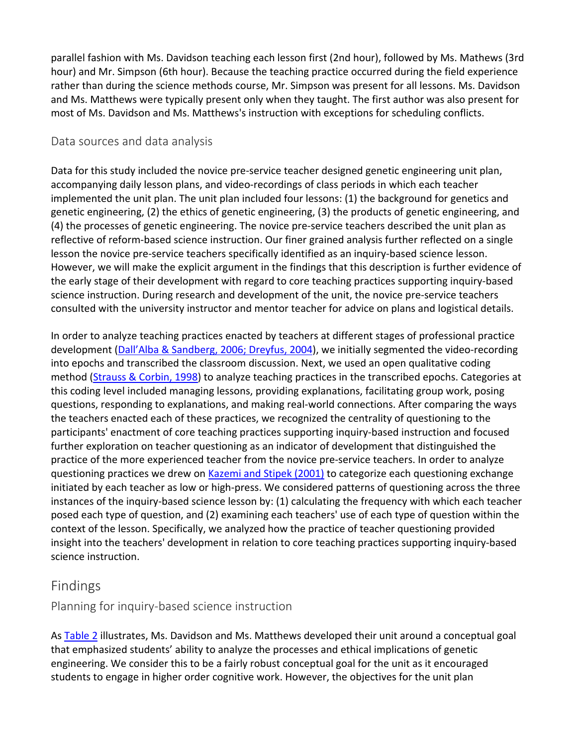parallel fashion with Ms. Davidson teaching each lesson first (2nd hour), followed by Ms. Mathews (3rd hour) and Mr. Simpson (6th hour). Because the teaching practice occurred during the field experience rather than during the science methods course, Mr. Simpson was present for all lessons. Ms. Davidson and Ms. Matthews were typically present only when they taught. The first author was also present for most of Ms. Davidson and Ms. Matthews's instruction with exceptions for scheduling conflicts.

### Data sources and data analysis

Data for this study included the novice pre-service teacher designed genetic engineering unit plan, accompanying daily lesson plans, and video-recordings of class periods in which each teacher implemented the unit plan. The unit plan included four lessons: (1) the background for genetics and genetic engineering, (2) the ethics of genetic engineering, (3) the products of genetic engineering, and (4) the processes of genetic engineering. The novice pre-service teachers described the unit plan as reflective of reform-based science instruction. Our finer grained analysis further reflected on a single lesson the novice pre-service teachers specifically identified as an inquiry-based science lesson. However, we will make the explicit argument in the findings that this description is further evidence of the early stage of their development with regard to core teaching practices supporting inquiry-based science instruction. During research and development of the unit, the novice pre-service teachers consulted with the university instructor and mentor teacher for advice on plans and logistical details.

In order to analyze teaching practices enacted by teachers at different stages of professional practice development (Dall'Alba & Sandberg, 2006; Dreyfus, 2004), we initially segmented the video-recording into epochs and transcribed the classroom discussion. Next, we used an open qualitative coding method (Strauss & Corbin, 1998) to analyze teaching practices in the transcribed epochs. Categories at this coding level included managing lessons, providing explanations, facilitating group work, posing questions, responding to explanations, and making real-world connections. After comparing the ways the teachers enacted each of these practices, we recognized the centrality of questioning to the participants' enactment of core teaching practices supporting inquiry-based instruction and focused further exploration on teacher questioning as an indicator of development that distinguished the practice of the more experienced teacher from the novice pre-service teachers. In order to analyze questioning practices we drew on Kazemi and Stipek (2001) to categorize each questioning exchange initiated by each teacher as low or high-press. We considered patterns of questioning across the three instances of the inquiry-based science lesson by: (1) calculating the frequency with which each teacher posed each type of question, and (2) examining each teachers' use of each type of question within the context of the lesson. Specifically, we analyzed how the practice of teacher questioning provided insight into the teachers' development in relation to core teaching practices supporting inquiry-based science instruction.

## Findings

### Planning for inquiry-based science instruction

As Table 2 illustrates, Ms. Davidson and Ms. Matthews developed their unit around a conceptual goal that emphasized students' ability to analyze the processes and ethical implications of genetic engineering. We consider this to be a fairly robust conceptual goal for the unit as it encouraged students to engage in higher order cognitive work. However, the objectives for the unit plan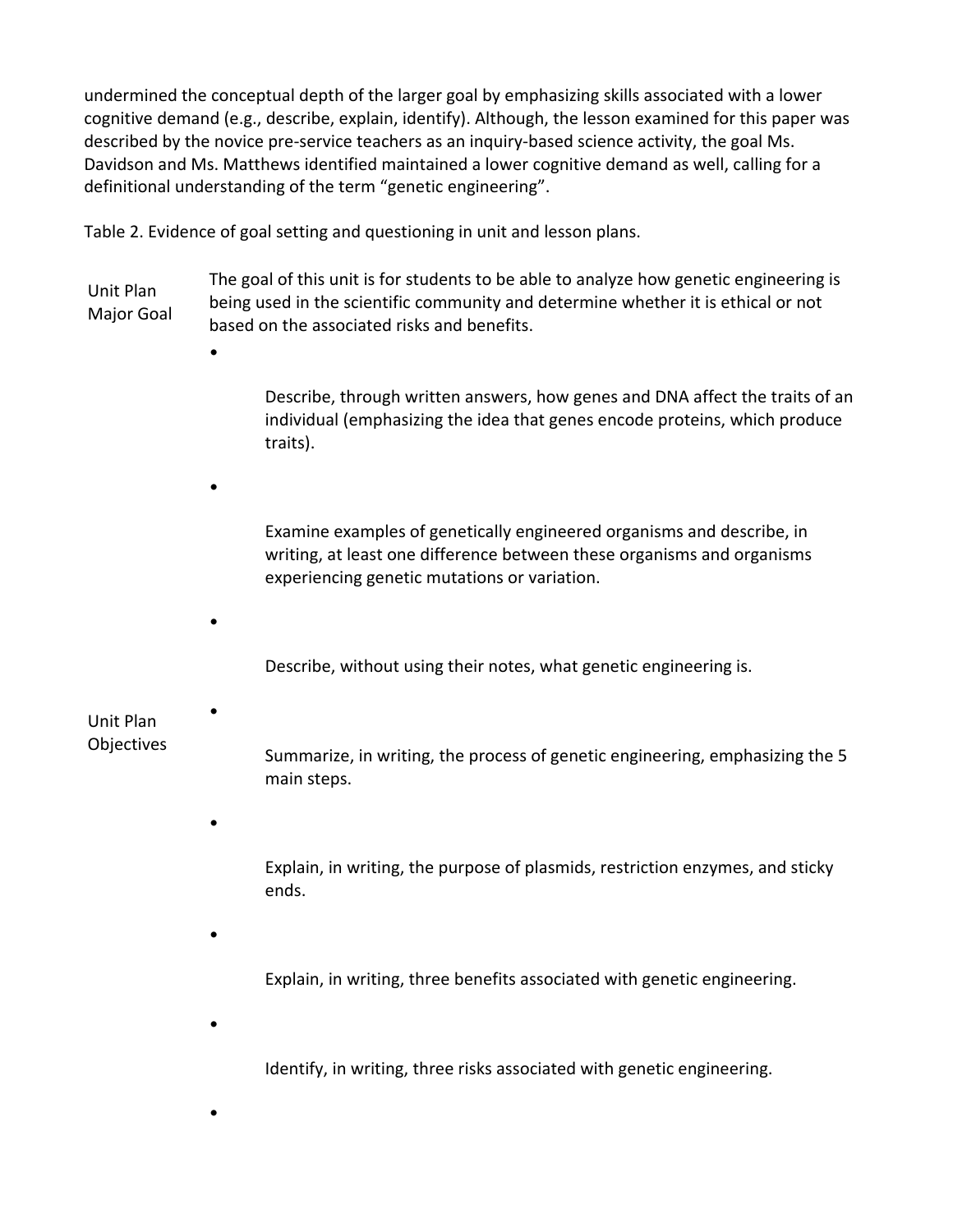undermined the conceptual depth of the larger goal by emphasizing skills associated with a lower cognitive demand (e.g., describe, explain, identify). Although, the lesson examined for this paper was described by the novice pre-service teachers as an inquiry-based science activity, the goal Ms. Davidson and Ms. Matthews identified maintained a lower cognitive demand as well, calling for a definitional understanding of the term "genetic engineering".

Table 2. Evidence of goal setting and questioning in unit and lesson plans.

| | |
|---|---|
| Unit Plan Major Goal | The goal of this unit is for students to be able to analyze how genetic engineering is being used in the scientific community and determine whether it is ethical or not based on the associated risks and benefits. |
| Unit Plan Objectives | • Describe, through written answers, how genes and DNA affect the traits of an individual (emphasizing the idea that genes encode proteins, which produce traits).<br>• Examine examples of genetically engineered organisms and describe, in writing, at least one difference between these organisms and organisms experiencing genetic mutations or variation.<br>• Describe, without using their notes, what genetic engineering is.<br>• Summarize, in writing, the process of genetic engineering, emphasizing the 5 main steps.<br>• Explain, in writing, the purpose of plasmids, restriction enzymes, and sticky ends.<br>• Explain, in writing, three benefits associated with genetic engineering.<br>• Identify, in writing, three risks associated with genetic engineering.<br>• |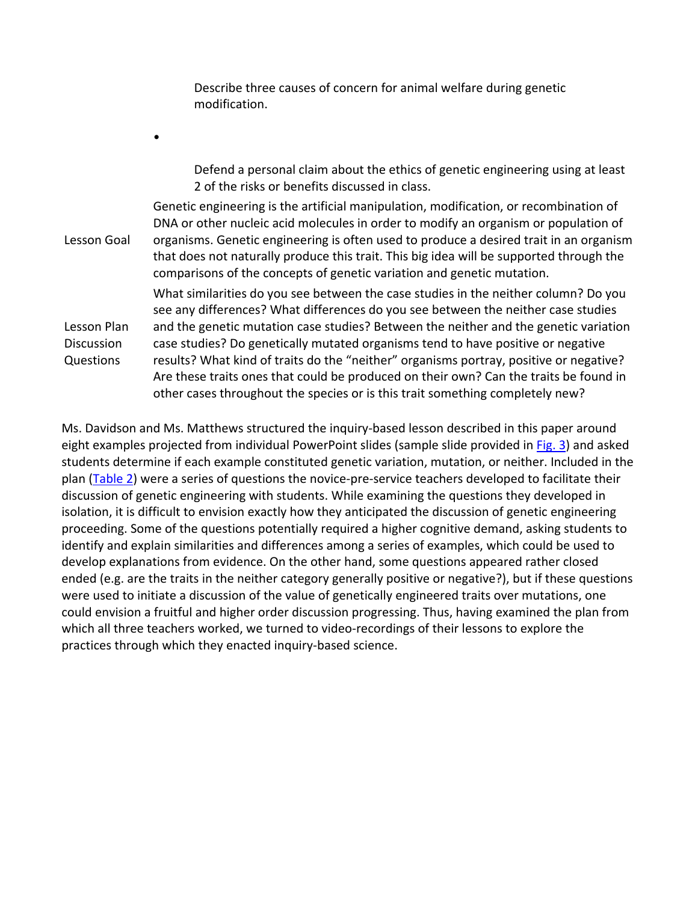| | |
|---|---|
| | Describe three causes of concern for animal welfare during genetic modification.<br>•<br>Defend a personal claim about the ethics of genetic engineering using at least 2 of the risks or benefits discussed in class. |
| Lesson Goal | Genetic engineering is the artificial manipulation, modification, or recombination of DNA or other nucleic acid molecules in order to modify an organism or population of organisms. Genetic engineering is often used to produce a desired trait in an organism that does not naturally produce this trait. This big idea will be supported through the comparisons of the concepts of genetic variation and genetic mutation. |
| Lesson Plan Discussion Questions | What similarities do you see between the case studies in the neither column? Do you see any differences? What differences do you see between the neither case studies and the genetic mutation case studies? Between the neither and the genetic variation case studies? Do genetically mutated organisms tend to have positive or negative results? What kind of traits do the "neither" organisms portray, positive or negative? Are these traits ones that could be produced on their own? Can the traits be found in other cases throughout the species or is this trait something completely new? |

Ms. Davidson and Ms. Matthews structured the inquiry-based lesson described in this paper around eight examples projected from individual PowerPoint slides (sample slide provided in Fig. 3) and asked students determine if each example constituted genetic variation, mutation, or neither. Included in the plan (Table 2) were a series of questions the novice-pre-service teachers developed to facilitate their discussion of genetic engineering with students. While examining the questions they developed in isolation, it is difficult to envision exactly how they anticipated the discussion of genetic engineering proceeding. Some of the questions potentially required a higher cognitive demand, asking students to identify and explain similarities and differences among a series of examples, which could be used to develop explanations from evidence. On the other hand, some questions appeared rather closed ended (e.g. are the traits in the neither category generally positive or negative?), but if these questions were used to initiate a discussion of the value of genetically engineered traits over mutations, one could envision a fruitful and higher order discussion progressing. Thus, having examined the plan from which all three teachers worked, we turned to video-recordings of their lessons to explore the practices through which they enacted inquiry-based science.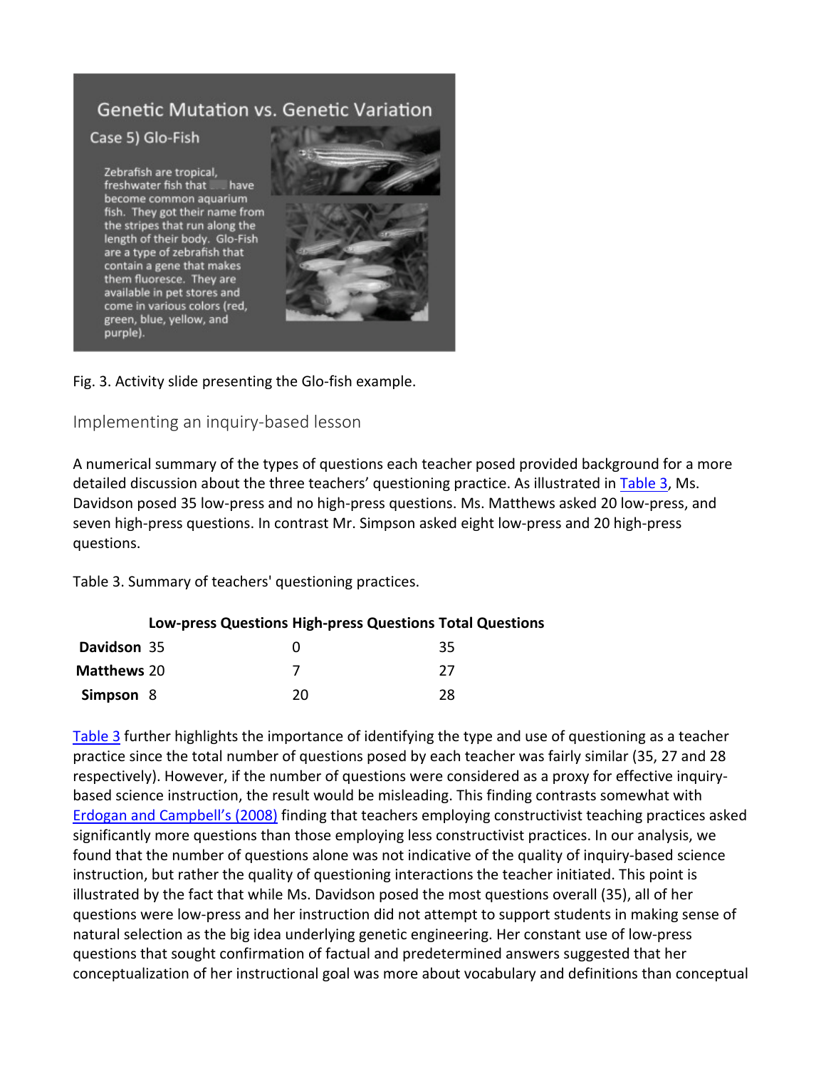Fig. 3. Activity slide presenting the Glo-fish example.

## Implementing an inquiry-based lesson

A numerical summary of the types of questions each teacher posed provided background for a more detailed discussion about the three teachers' questioning practice. As illustrated in Table 3, Ms. Davidson posed 35 low-press and no high-press questions. Ms. Matthews asked 20 low-press, and seven high-press questions. In contrast Mr. Simpson asked eight low-press and 20 high-press questions.

Table 3. Summary of teachers' questioning practices.

| | **Low-press Questions** | **High-press Questions** | **Total Questions** |
|---|---|---|---|
| **Davidson** | 35 | 0 | 35 |
| **Matthews** | 20 | 7 | 27 |
| **Simpson** | 8 | 20 | 28 |

Table 3 further highlights the importance of identifying the type and use of questioning as a teacher practice since the total number of questions posed by each teacher was fairly similar (35, 27 and 28 respectively). However, if the number of questions were considered as a proxy for effective inquiry-based science instruction, the result would be misleading. This finding contrasts somewhat with Erdogan and Campbell's (2008) finding that teachers employing constructivist teaching practices asked significantly more questions than those employing less constructivist practices. In our analysis, we found that the number of questions alone was not indicative of the quality of inquiry-based science instruction, but rather the quality of questioning interactions the teacher initiated. This point is illustrated by the fact that while Ms. Davidson posed the most questions overall (35), all of her questions were low-press and her instruction did not attempt to support students in making sense of natural selection as the big idea underlying genetic engineering. Her constant use of low-press questions that sought confirmation of factual and predetermined answers suggested that her conceptualization of her instructional goal was more about vocabulary and definitions than conceptual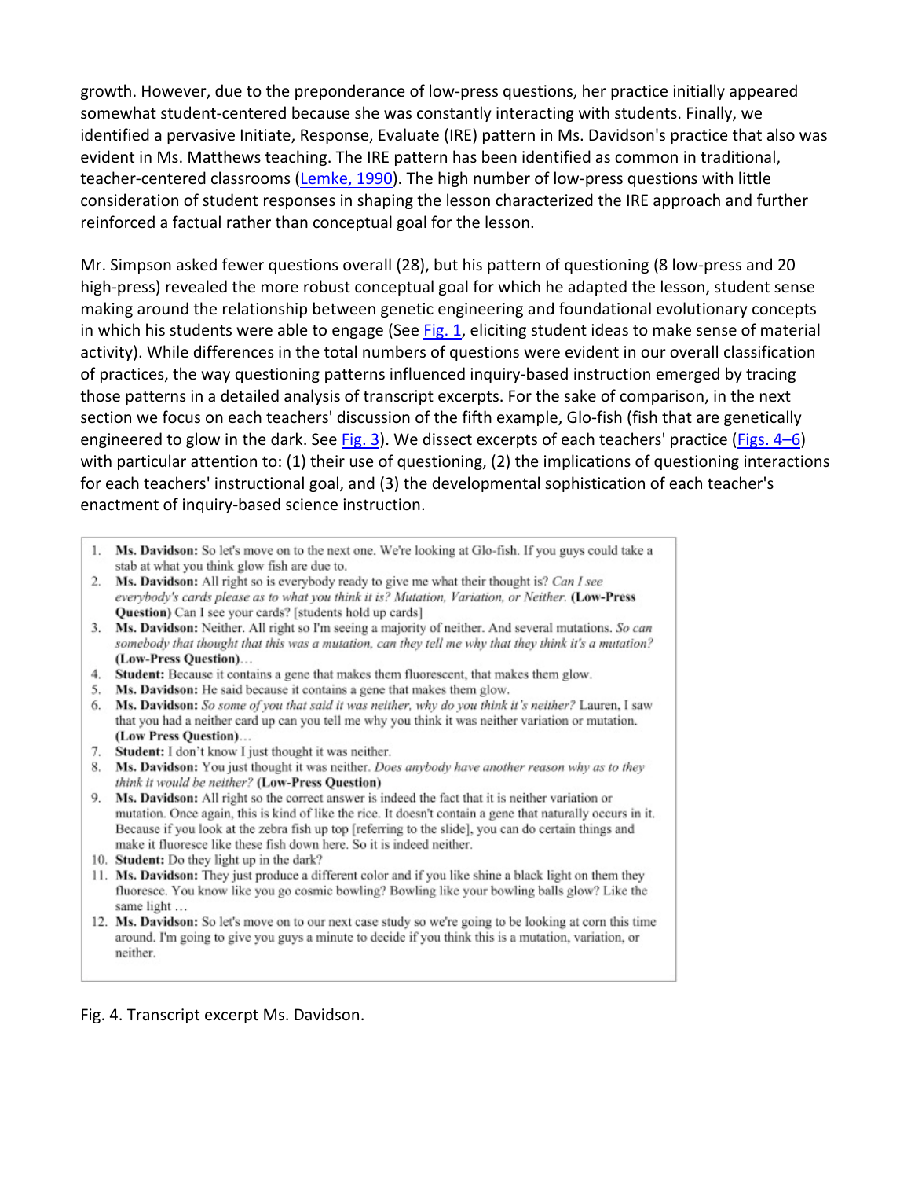growth. However, due to the preponderance of low-press questions, her practice initially appeared somewhat student-centered because she was constantly interacting with students. Finally, we identified a pervasive Initiate, Response, Evaluate (IRE) pattern in Ms. Davidson's practice that also was evident in Ms. Matthews teaching. The IRE pattern has been identified as common in traditional, teacher-centered classrooms (Lemke, 1990). The high number of low-press questions with little consideration of student responses in shaping the lesson characterized the IRE approach and further reinforced a factual rather than conceptual goal for the lesson.

Mr. Simpson asked fewer questions overall (28), but his pattern of questioning (8 low-press and 20 high-press) revealed the more robust conceptual goal for which he adapted the lesson, student sense making around the relationship between genetic engineering and foundational evolutionary concepts in which his students were able to engage (See Fig. 1, eliciting student ideas to make sense of material activity). While differences in the total numbers of questions were evident in our overall classification of practices, the way questioning patterns influenced inquiry-based instruction emerged by tracing those patterns in a detailed analysis of transcript excerpts. For the sake of comparison, in the next section we focus on each teachers' discussion of the fifth example, Glo-fish (fish that are genetically engineered to glow in the dark. See Fig. 3). We dissect excerpts of each teachers' practice (Figs. 4–6) with particular attention to: (1) their use of questioning, (2) the implications of questioning interactions for each teachers' instructional goal, and (3) the developmental sophistication of each teacher's enactment of inquiry-based science instruction.

1. **Ms. Davidson:** So let's move on to the next one. We're looking at Glo-fish. If you guys could take a stab at what you think glow fish are due to.
2. **Ms. Davidson:** All right so is everybody ready to give me what their thought is? *Can I see everybody's cards please as to what you think it is? Mutation, Variation, or Neither.* **(Low-Press Question)** Can I see your cards? [students hold up cards]
3. **Ms. Davidson:** Neither. All right so I'm seeing a majority of neither. And several mutations. *So can somebody that thought that this was a mutation, can they tell me why that they think it's a mutation?* **(Low-Press Question)**…
4. **Student:** Because it contains a gene that makes them fluorescent, that makes them glow.
5. **Ms. Davidson:** He said because it contains a gene that makes them glow.
6. **Ms. Davidson:** *So some of you that said it was neither, why do you think it's neither?* Lauren, I saw that you had a neither card up can you tell me why you think it was neither variation or mutation. **(Low Press Question)**…
7. **Student:** I don't know I just thought it was neither.
8. **Ms. Davidson:** You just thought it was neither. *Does anybody have another reason why as to they think it would be neither?* **(Low-Press Question)**
9. **Ms. Davidson:** All right so the correct answer is indeed the fact that it is neither variation or mutation. Once again, this is kind of like the rice. It doesn't contain a gene that naturally occurs in it. Because if you look at the zebra fish up top [referring to the slide], you can do certain things and make it fluoresce like these fish down here. So it is indeed neither.
10. **Student:** Do they light up in the dark?
11. **Ms. Davidson:** They just produce a different color and if you like shine a black light on them they fluoresce. You know like you go cosmic bowling? Bowling like your bowling balls glow? Like the same light …
12. **Ms. Davidson:** So let's move on to our next case study so we're going to be looking at corn this time around. I'm going to give you guys a minute to decide if you think this is a mutation, variation, or neither.

Fig. 4. Transcript excerpt Ms. Davidson.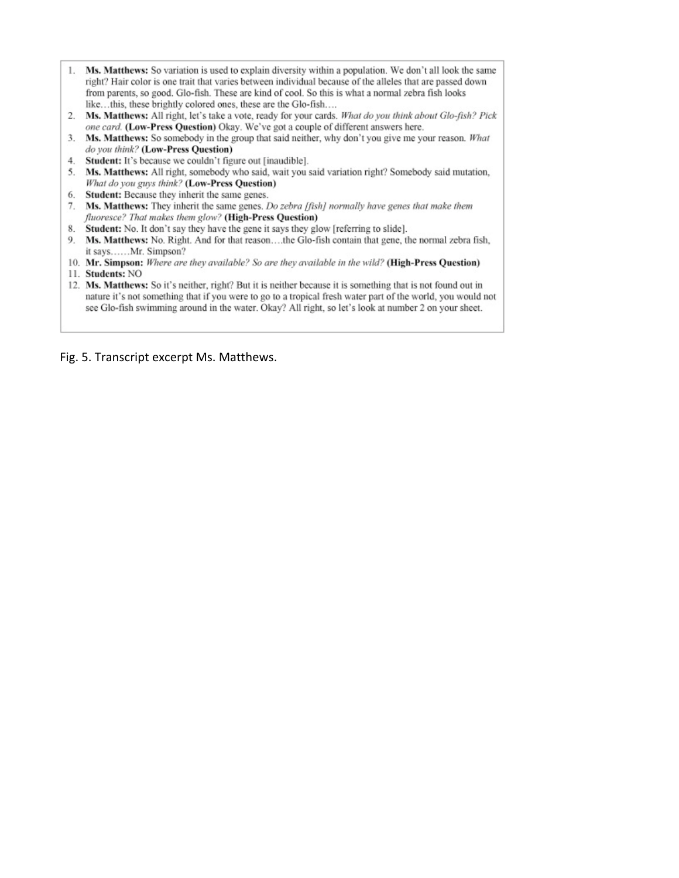1. **Ms. Matthews:** So variation is used to explain diversity within a population. We don't all look the same right? Hair color is one trait that varies between individual because of the alleles that are passed down from parents, so good. Glo-fish. These are kind of cool. So this is what a normal zebra fish looks like…this, these brightly colored ones, these are the Glo-fish….
2. **Ms. Matthews:** All right, let's take a vote, ready for your cards. *What do you think about Glo-fish? Pick one card.* **(Low-Press Question)** Okay. We've got a couple of different answers here.
3. **Ms. Matthews:** So somebody in the group that said neither, why don't you give me your reason. *What do you think?* **(Low-Press Question)**
4. **Student:** It's because we couldn't figure out [inaudible].
5. **Ms. Matthews:** All right, somebody who said, wait you said variation right? Somebody said mutation, *What do you guys think?* **(Low-Press Question)**
6. **Student:** Because they inherit the same genes.
7. **Ms. Matthews:** They inherit the same genes. *Do zebra [fish] normally have genes that make them fluoresce? That makes them glow?* **(High-Press Question)**
8. **Student:** No. It don't say they have the gene it says they glow [referring to slide].
9. **Ms. Matthews:** No. Right. And for that reason….the Glo-fish contain that gene, the normal zebra fish, it says……Mr. Simpson?
10. **Mr. Simpson:** *Where are they available? So are they available in the wild?* **(High-Press Question)**
11. **Students:** NO
12. **Ms. Matthews:** So it's neither, right? But it is neither because it is something that is not found out in nature it's not something that if you were to go to a tropical fresh water part of the world, you would not see Glo-fish swimming around in the water. Okay? All right, so let's look at number 2 on your sheet.

Fig. 5. Transcript excerpt Ms. Matthews.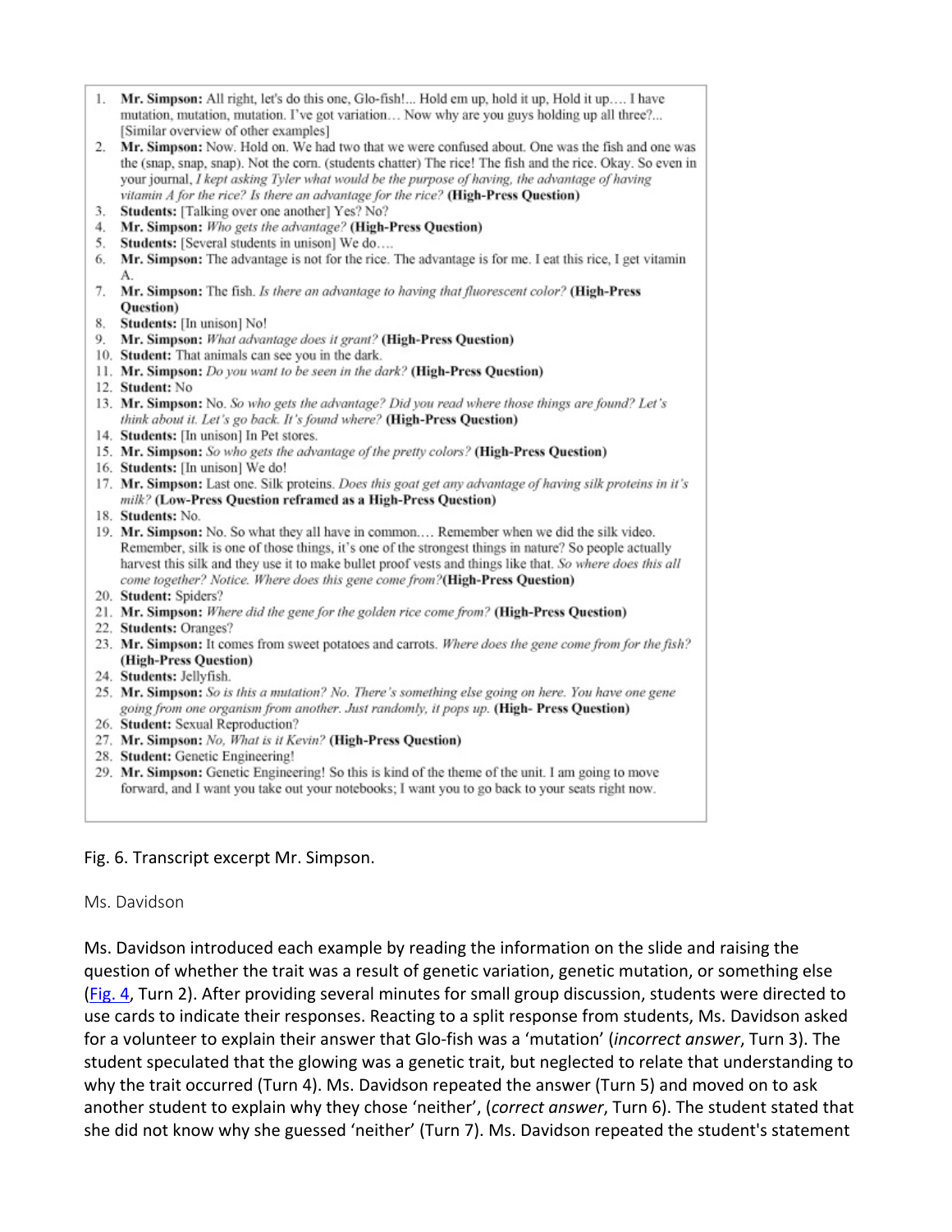1. **Mr. Simpson:** All right, let's do this one, Glo-fish!... Hold em up, hold it up, Hold it up…. I have mutation, mutation, mutation. I've got variation… Now why are you guys holding up all three?... [Similar overview of other examples]
2. **Mr. Simpson:** Now. Hold on. We had two that we were confused about. One was the fish and one was the (snap, snap, snap). Not the corn. (students chatter) The rice! The fish and the rice. Okay. So even in your journal, *I kept asking Tyler what would be the purpose of having, the advantage of having vitamin A for the rice? Is there an advantage for the rice?* **(High-Press Question)**
3. **Students:** [Talking over one another] Yes? No?
4. **Mr. Simpson:** *Who gets the advantage?* **(High-Press Question)**
5. **Students:** [Several students in unison] We do….
6. **Mr. Simpson:** The advantage is not for the rice. The advantage is for me. I eat this rice, I get vitamin A.
7. **Mr. Simpson:** The fish. *Is there an advantage to having that fluorescent color?* **(High-Press Question)**
8. **Students:** [In unison] No!
9. **Mr. Simpson:** *What advantage does it grant?* **(High-Press Question)**
10. **Student:** That animals can see you in the dark.
11. **Mr. Simpson:** *Do you want to be seen in the dark?* **(High-Press Question)**
12. **Student:** No
13. **Mr. Simpson:** No. *So who gets the advantage? Did you read where those things are found? Let's think about it. Let's go back. It's found where?* **(High-Press Question)**
14. **Students:** [In unison] In Pet stores.
15. **Mr. Simpson:** *So who gets the advantage of the pretty colors?* **(High-Press Question)**
16. **Students:** [In unison] We do!
17. **Mr. Simpson:** Last one. Silk proteins. *Does this goat get any advantage of having silk proteins in it's milk?* **(Low-Press Question reframed as a High-Press Question)**
18. **Students:** No.
19. **Mr. Simpson:** No. So what they all have in common.… Remember when we did the silk video. Remember, silk is one of those things, it's one of the strongest things in nature? So people actually harvest this silk and they use it to make bullet proof vests and things like that. *So where does this all come together? Notice. Where does this gene come from?* **(High-Press Question)**
20. **Student:** Spiders?
21. **Mr. Simpson:** *Where did the gene for the golden rice come from?* **(High-Press Question)**
22. **Students:** Oranges?
23. **Mr. Simpson:** It comes from sweet potatoes and carrots. *Where does the gene come from for the fish?* **(High-Press Question)**
24. **Students:** Jellyfish.
25. **Mr. Simpson:** *So is this a mutation? No. There's something else going on here. You have one gene going from one organism from another. Just randomly, it pops up.* **(High- Press Question)**
26. **Student:** Sexual Reproduction?
27. **Mr. Simpson:** *No, What is it Kevin?* **(High-Press Question)**
28. **Student:** Genetic Engineering!
29. **Mr. Simpson:** Genetic Engineering! So this is kind of the theme of the unit. I am going to move forward, and I want you take out your notebooks; I want you to go back to your seats right now.

Fig. 6. Transcript excerpt Mr. Simpson.

Ms. Davidson

Ms. Davidson introduced each example by reading the information on the slide and raising the question of whether the trait was a result of genetic variation, genetic mutation, or something else (Fig. 4, Turn 2). After providing several minutes for small group discussion, students were directed to use cards to indicate their responses. Reacting to a split response from students, Ms. Davidson asked for a volunteer to explain their answer that Glo-fish was a 'mutation' (*incorrect answer*, Turn 3). The student speculated that the glowing was a genetic trait, but neglected to relate that understanding to why the trait occurred (Turn 4). Ms. Davidson repeated the answer (Turn 5) and moved on to ask another student to explain why they chose 'neither', (*correct answer*, Turn 6). The student stated that she did not know why she guessed 'neither' (Turn 7). Ms. Davidson repeated the student's statement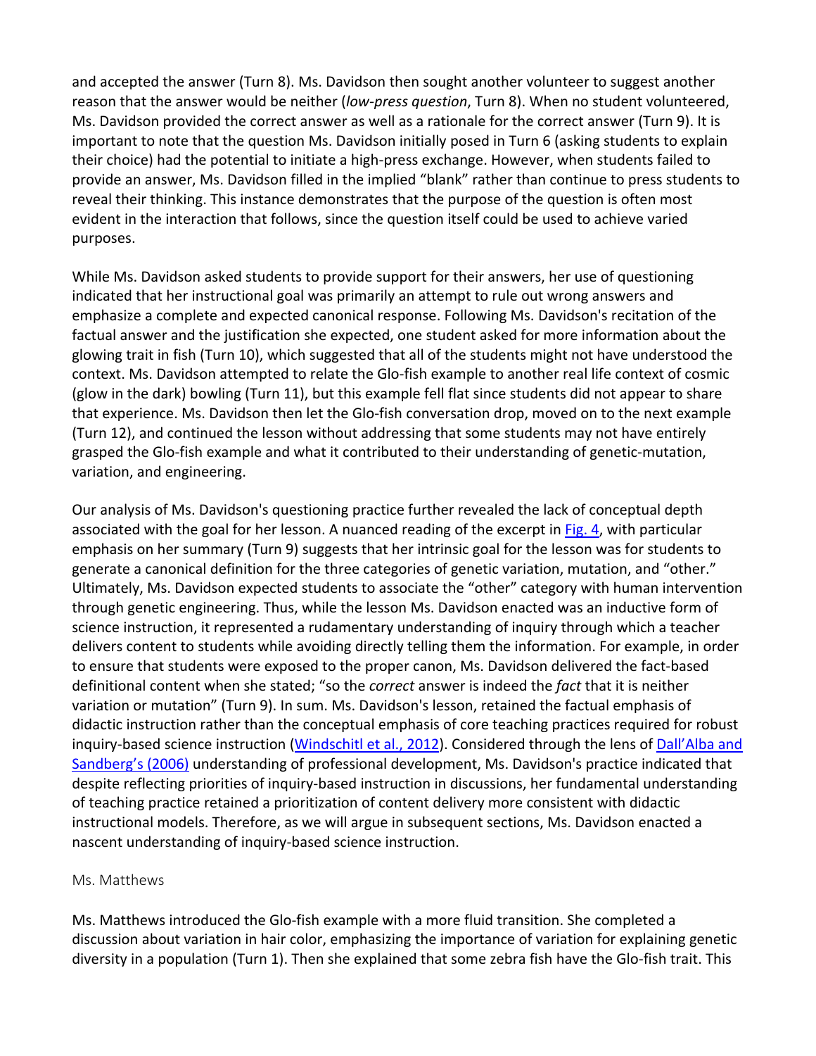and accepted the answer (Turn 8). Ms. Davidson then sought another volunteer to suggest another reason that the answer would be neither (*low-press question*, Turn 8). When no student volunteered, Ms. Davidson provided the correct answer as well as a rationale for the correct answer (Turn 9). It is important to note that the question Ms. Davidson initially posed in Turn 6 (asking students to explain their choice) had the potential to initiate a high-press exchange. However, when students failed to provide an answer, Ms. Davidson filled in the implied "blank" rather than continue to press students to reveal their thinking. This instance demonstrates that the purpose of the question is often most evident in the interaction that follows, since the question itself could be used to achieve varied purposes.

While Ms. Davidson asked students to provide support for their answers, her use of questioning indicated that her instructional goal was primarily an attempt to rule out wrong answers and emphasize a complete and expected canonical response. Following Ms. Davidson's recitation of the factual answer and the justification she expected, one student asked for more information about the glowing trait in fish (Turn 10), which suggested that all of the students might not have understood the context. Ms. Davidson attempted to relate the Glo-fish example to another real life context of cosmic (glow in the dark) bowling (Turn 11), but this example fell flat since students did not appear to share that experience. Ms. Davidson then let the Glo-fish conversation drop, moved on to the next example (Turn 12), and continued the lesson without addressing that some students may not have entirely grasped the Glo-fish example and what it contributed to their understanding of genetic-mutation, variation, and engineering.

Our analysis of Ms. Davidson's questioning practice further revealed the lack of conceptual depth associated with the goal for her lesson. A nuanced reading of the excerpt in Fig. 4, with particular emphasis on her summary (Turn 9) suggests that her intrinsic goal for the lesson was for students to generate a canonical definition for the three categories of genetic variation, mutation, and "other." Ultimately, Ms. Davidson expected students to associate the "other" category with human intervention through genetic engineering. Thus, while the lesson Ms. Davidson enacted was an inductive form of science instruction, it represented a rudamentary understanding of inquiry through which a teacher delivers content to students while avoiding directly telling them the information. For example, in order to ensure that students were exposed to the proper canon, Ms. Davidson delivered the fact-based definitional content when she stated; "so the *correct* answer is indeed the *fact* that it is neither variation or mutation" (Turn 9). In sum. Ms. Davidson's lesson, retained the factual emphasis of didactic instruction rather than the conceptual emphasis of core teaching practices required for robust inquiry-based science instruction (Windschitl et al., 2012). Considered through the lens of Dall'Alba and Sandberg's (2006) understanding of professional development, Ms. Davidson's practice indicated that despite reflecting priorities of inquiry-based instruction in discussions, her fundamental understanding of teaching practice retained a prioritization of content delivery more consistent with didactic instructional models. Therefore, as we will argue in subsequent sections, Ms. Davidson enacted a nascent understanding of inquiry-based science instruction.

### Ms. Matthews

Ms. Matthews introduced the Glo-fish example with a more fluid transition. She completed a discussion about variation in hair color, emphasizing the importance of variation for explaining genetic diversity in a population (Turn 1). Then she explained that some zebra fish have the Glo-fish trait. This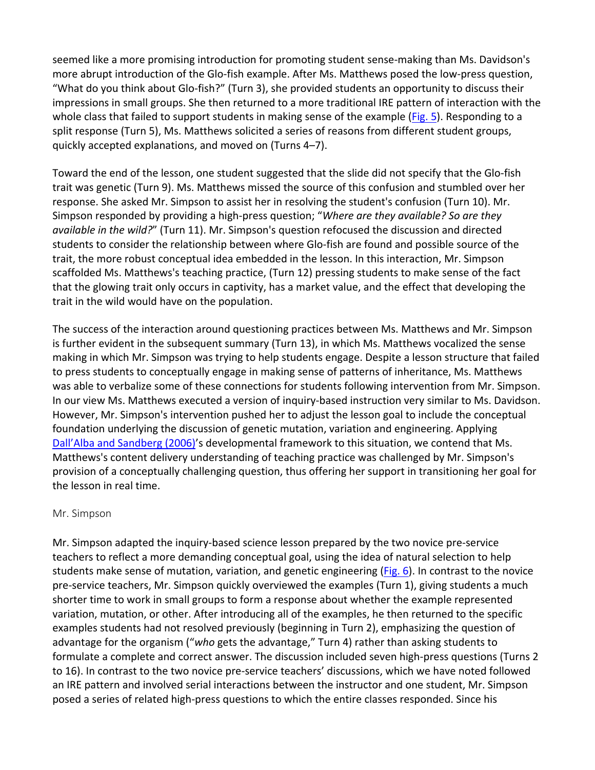seemed like a more promising introduction for promoting student sense-making than Ms. Davidson's more abrupt introduction of the Glo-fish example. After Ms. Matthews posed the low-press question, "What do you think about Glo-fish?" (Turn 3), she provided students an opportunity to discuss their impressions in small groups. She then returned to a more traditional IRE pattern of interaction with the whole class that failed to support students in making sense of the example (Fig. 5). Responding to a split response (Turn 5), Ms. Matthews solicited a series of reasons from different student groups, quickly accepted explanations, and moved on (Turns 4–7).

Toward the end of the lesson, one student suggested that the slide did not specify that the Glo-fish trait was genetic (Turn 9). Ms. Matthews missed the source of this confusion and stumbled over her response. She asked Mr. Simpson to assist her in resolving the student's confusion (Turn 10). Mr. Simpson responded by providing a high-press question; "*Where are they available? So are they available in the wild?*" (Turn 11). Mr. Simpson's question refocused the discussion and directed students to consider the relationship between where Glo-fish are found and possible source of the trait, the more robust conceptual idea embedded in the lesson. In this interaction, Mr. Simpson scaffolded Ms. Matthews's teaching practice, (Turn 12) pressing students to make sense of the fact that the glowing trait only occurs in captivity, has a market value, and the effect that developing the trait in the wild would have on the population.

The success of the interaction around questioning practices between Ms. Matthews and Mr. Simpson is further evident in the subsequent summary (Turn 13), in which Ms. Matthews vocalized the sense making in which Mr. Simpson was trying to help students engage. Despite a lesson structure that failed to press students to conceptually engage in making sense of patterns of inheritance, Ms. Matthews was able to verbalize some of these connections for students following intervention from Mr. Simpson. In our view Ms. Matthews executed a version of inquiry-based instruction very similar to Ms. Davidson. However, Mr. Simpson's intervention pushed her to adjust the lesson goal to include the conceptual foundation underlying the discussion of genetic mutation, variation and engineering. Applying Dall'Alba and Sandberg (2006)'s developmental framework to this situation, we contend that Ms. Matthews's content delivery understanding of teaching practice was challenged by Mr. Simpson's provision of a conceptually challenging question, thus offering her support in transitioning her goal for the lesson in real time.

### Mr. Simpson

Mr. Simpson adapted the inquiry-based science lesson prepared by the two novice pre-service teachers to reflect a more demanding conceptual goal, using the idea of natural selection to help students make sense of mutation, variation, and genetic engineering (Fig. 6). In contrast to the novice pre-service teachers, Mr. Simpson quickly overviewed the examples (Turn 1), giving students a much shorter time to work in small groups to form a response about whether the example represented variation, mutation, or other. After introducing all of the examples, he then returned to the specific examples students had not resolved previously (beginning in Turn 2), emphasizing the question of advantage for the organism ("*who* gets the advantage," Turn 4) rather than asking students to formulate a complete and correct answer. The discussion included seven high-press questions (Turns 2 to 16). In contrast to the two novice pre-service teachers' discussions, which we have noted followed an IRE pattern and involved serial interactions between the instructor and one student, Mr. Simpson posed a series of related high-press questions to which the entire classes responded. Since his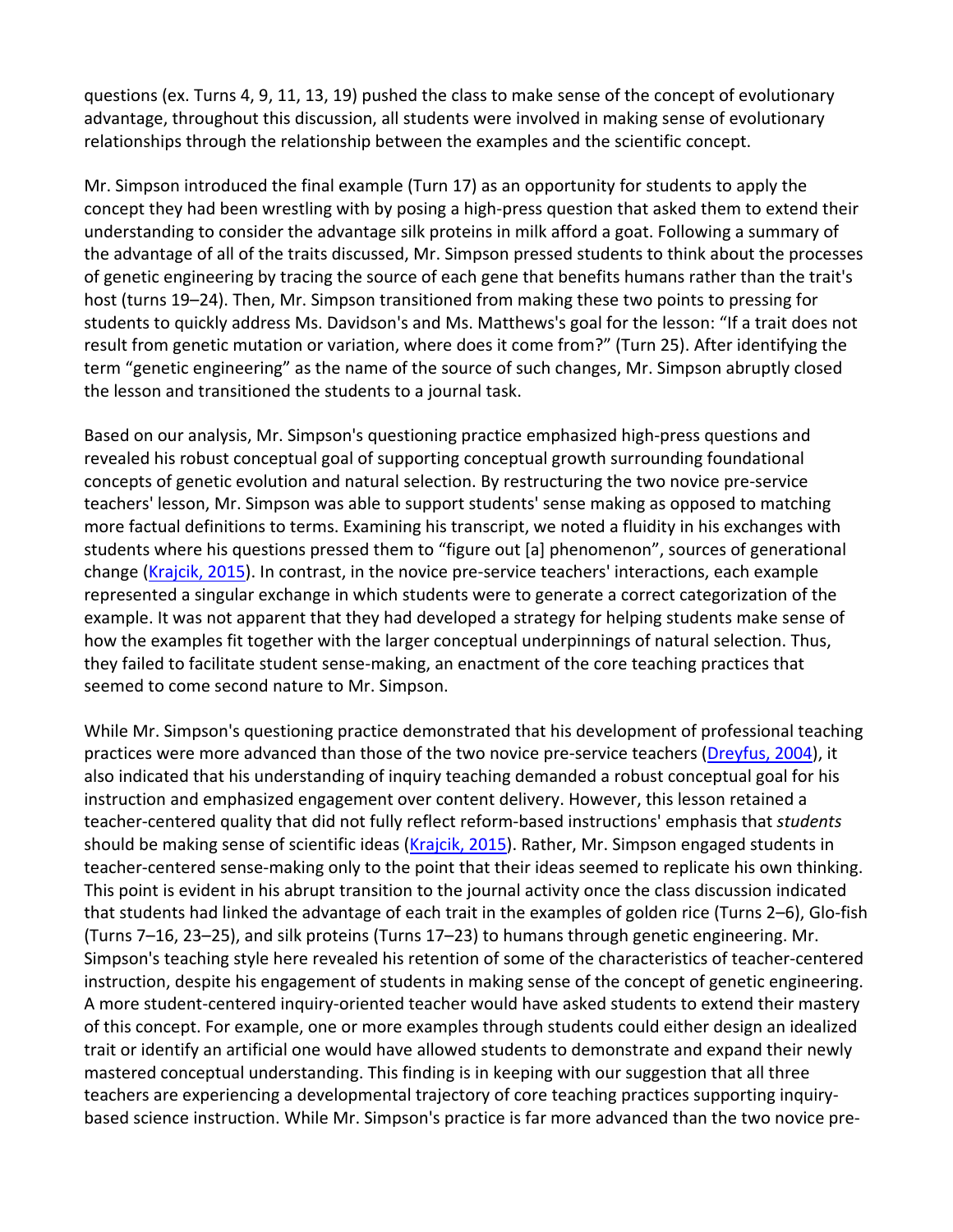questions (ex. Turns 4, 9, 11, 13, 19) pushed the class to make sense of the concept of evolutionary advantage, throughout this discussion, all students were involved in making sense of evolutionary relationships through the relationship between the examples and the scientific concept.

Mr. Simpson introduced the final example (Turn 17) as an opportunity for students to apply the concept they had been wrestling with by posing a high-press question that asked them to extend their understanding to consider the advantage silk proteins in milk afford a goat. Following a summary of the advantage of all of the traits discussed, Mr. Simpson pressed students to think about the processes of genetic engineering by tracing the source of each gene that benefits humans rather than the trait's host (turns 19–24). Then, Mr. Simpson transitioned from making these two points to pressing for students to quickly address Ms. Davidson's and Ms. Matthews's goal for the lesson: "If a trait does not result from genetic mutation or variation, where does it come from?" (Turn 25). After identifying the term "genetic engineering" as the name of the source of such changes, Mr. Simpson abruptly closed the lesson and transitioned the students to a journal task.

Based on our analysis, Mr. Simpson's questioning practice emphasized high-press questions and revealed his robust conceptual goal of supporting conceptual growth surrounding foundational concepts of genetic evolution and natural selection. By restructuring the two novice pre-service teachers' lesson, Mr. Simpson was able to support students' sense making as opposed to matching more factual definitions to terms. Examining his transcript, we noted a fluidity in his exchanges with students where his questions pressed them to "figure out [a] phenomenon", sources of generational change (Krajcik, 2015). In contrast, in the novice pre-service teachers' interactions, each example represented a singular exchange in which students were to generate a correct categorization of the example. It was not apparent that they had developed a strategy for helping students make sense of how the examples fit together with the larger conceptual underpinnings of natural selection. Thus, they failed to facilitate student sense-making, an enactment of the core teaching practices that seemed to come second nature to Mr. Simpson.

While Mr. Simpson's questioning practice demonstrated that his development of professional teaching practices were more advanced than those of the two novice pre-service teachers (Dreyfus, 2004), it also indicated that his understanding of inquiry teaching demanded a robust conceptual goal for his instruction and emphasized engagement over content delivery. However, this lesson retained a teacher-centered quality that did not fully reflect reform-based instructions' emphasis that *students* should be making sense of scientific ideas (Krajcik, 2015). Rather, Mr. Simpson engaged students in teacher-centered sense-making only to the point that their ideas seemed to replicate his own thinking. This point is evident in his abrupt transition to the journal activity once the class discussion indicated that students had linked the advantage of each trait in the examples of golden rice (Turns 2–6), Glo-fish (Turns 7–16, 23–25), and silk proteins (Turns 17–23) to humans through genetic engineering. Mr. Simpson's teaching style here revealed his retention of some of the characteristics of teacher-centered instruction, despite his engagement of students in making sense of the concept of genetic engineering. A more student-centered inquiry-oriented teacher would have asked students to extend their mastery of this concept. For example, one or more examples through students could either design an idealized trait or identify an artificial one would have allowed students to demonstrate and expand their newly mastered conceptual understanding. This finding is in keeping with our suggestion that all three teachers are experiencing a developmental trajectory of core teaching practices supporting inquiry-based science instruction. While Mr. Simpson's practice is far more advanced than the two novice pre-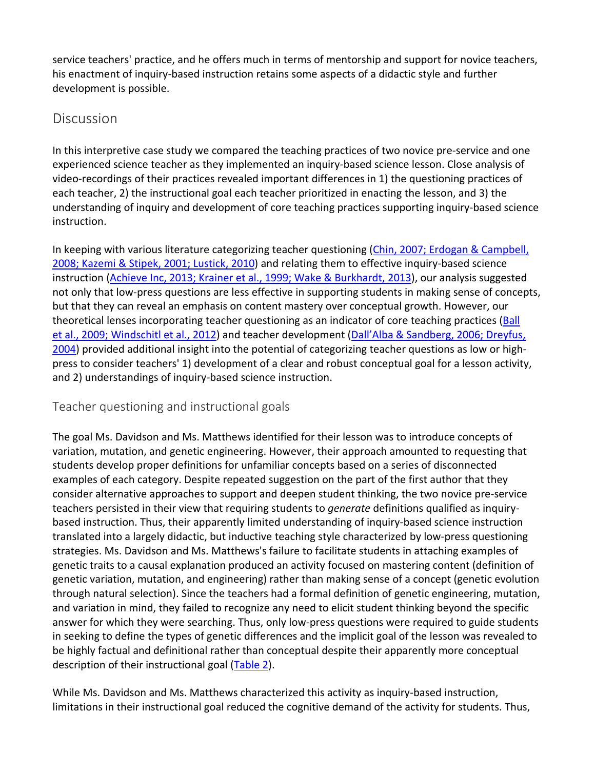service teachers' practice, and he offers much in terms of mentorship and support for novice teachers, his enactment of inquiry-based instruction retains some aspects of a didactic style and further development is possible.

## Discussion

In this interpretive case study we compared the teaching practices of two novice pre-service and one experienced science teacher as they implemented an inquiry-based science lesson. Close analysis of video-recordings of their practices revealed important differences in 1) the questioning practices of each teacher, 2) the instructional goal each teacher prioritized in enacting the lesson, and 3) the understanding of inquiry and development of core teaching practices supporting inquiry-based science instruction.

In keeping with various literature categorizing teacher questioning (Chin, 2007; Erdogan & Campbell, 2008; Kazemi & Stipek, 2001; Lustick, 2010) and relating them to effective inquiry-based science instruction (Achieve Inc, 2013; Krainer et al., 1999; Wake & Burkhardt, 2013), our analysis suggested not only that low-press questions are less effective in supporting students in making sense of concepts, but that they can reveal an emphasis on content mastery over conceptual growth. However, our theoretical lenses incorporating teacher questioning as an indicator of core teaching practices (Ball et al., 2009; Windschitl et al., 2012) and teacher development (Dall'Alba & Sandberg, 2006; Dreyfus, 2004) provided additional insight into the potential of categorizing teacher questions as low or high-press to consider teachers' 1) development of a clear and robust conceptual goal for a lesson activity, and 2) understandings of inquiry-based science instruction.

### Teacher questioning and instructional goals

The goal Ms. Davidson and Ms. Matthews identified for their lesson was to introduce concepts of variation, mutation, and genetic engineering. However, their approach amounted to requesting that students develop proper definitions for unfamiliar concepts based on a series of disconnected examples of each category. Despite repeated suggestion on the part of the first author that they consider alternative approaches to support and deepen student thinking, the two novice pre-service teachers persisted in their view that requiring students to *generate* definitions qualified as inquiry-based instruction. Thus, their apparently limited understanding of inquiry-based science instruction translated into a largely didactic, but inductive teaching style characterized by low-press questioning strategies. Ms. Davidson and Ms. Matthews's failure to facilitate students in attaching examples of genetic traits to a causal explanation produced an activity focused on mastering content (definition of genetic variation, mutation, and engineering) rather than making sense of a concept (genetic evolution through natural selection). Since the teachers had a formal definition of genetic engineering, mutation, and variation in mind, they failed to recognize any need to elicit student thinking beyond the specific answer for which they were searching. Thus, only low-press questions were required to guide students in seeking to define the types of genetic differences and the implicit goal of the lesson was revealed to be highly factual and definitional rather than conceptual despite their apparently more conceptual description of their instructional goal (Table 2).

While Ms. Davidson and Ms. Matthews characterized this activity as inquiry-based instruction, limitations in their instructional goal reduced the cognitive demand of the activity for students. Thus,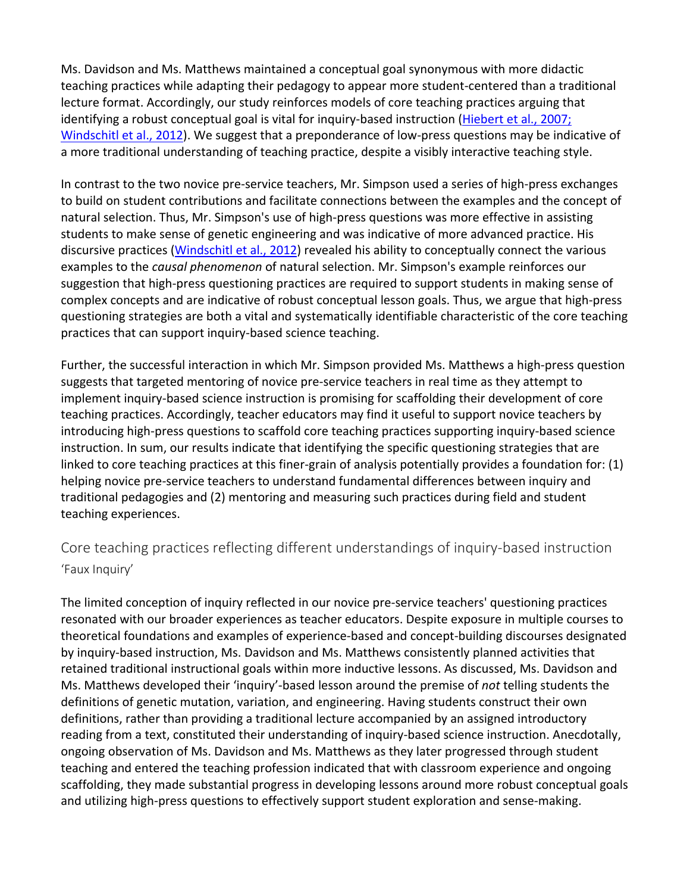Ms. Davidson and Ms. Matthews maintained a conceptual goal synonymous with more didactic teaching practices while adapting their pedagogy to appear more student-centered than a traditional lecture format. Accordingly, our study reinforces models of core teaching practices arguing that identifying a robust conceptual goal is vital for inquiry-based instruction (Hiebert et al., 2007; Windschitl et al., 2012). We suggest that a preponderance of low-press questions may be indicative of a more traditional understanding of teaching practice, despite a visibly interactive teaching style.

In contrast to the two novice pre-service teachers, Mr. Simpson used a series of high-press exchanges to build on student contributions and facilitate connections between the examples and the concept of natural selection. Thus, Mr. Simpson's use of high-press questions was more effective in assisting students to make sense of genetic engineering and was indicative of more advanced practice. His discursive practices (Windschitl et al., 2012) revealed his ability to conceptually connect the various examples to the *causal phenomenon* of natural selection. Mr. Simpson's example reinforces our suggestion that high-press questioning practices are required to support students in making sense of complex concepts and are indicative of robust conceptual lesson goals. Thus, we argue that high-press questioning strategies are both a vital and systematically identifiable characteristic of the core teaching practices that can support inquiry-based science teaching.

Further, the successful interaction in which Mr. Simpson provided Ms. Matthews a high-press question suggests that targeted mentoring of novice pre-service teachers in real time as they attempt to implement inquiry-based science instruction is promising for scaffolding their development of core teaching practices. Accordingly, teacher educators may find it useful to support novice teachers by introducing high-press questions to scaffold core teaching practices supporting inquiry-based science instruction. In sum, our results indicate that identifying the specific questioning strategies that are linked to core teaching practices at this finer-grain of analysis potentially provides a foundation for: (1) helping novice pre-service teachers to understand fundamental differences between inquiry and traditional pedagogies and (2) mentoring and measuring such practices during field and student teaching experiences.

## Core teaching practices reflecting different understandings of inquiry-based instruction

### 'Faux Inquiry'

The limited conception of inquiry reflected in our novice pre-service teachers' questioning practices resonated with our broader experiences as teacher educators. Despite exposure in multiple courses to theoretical foundations and examples of experience-based and concept-building discourses designated by inquiry-based instruction, Ms. Davidson and Ms. Matthews consistently planned activities that retained traditional instructional goals within more inductive lessons. As discussed, Ms. Davidson and Ms. Matthews developed their 'inquiry'-based lesson around the premise of *not* telling students the definitions of genetic mutation, variation, and engineering. Having students construct their own definitions, rather than providing a traditional lecture accompanied by an assigned introductory reading from a text, constituted their understanding of inquiry-based science instruction. Anecdotally, ongoing observation of Ms. Davidson and Ms. Matthews as they later progressed through student teaching and entered the teaching profession indicated that with classroom experience and ongoing scaffolding, they made substantial progress in developing lessons around more robust conceptual goals and utilizing high-press questions to effectively support student exploration and sense-making.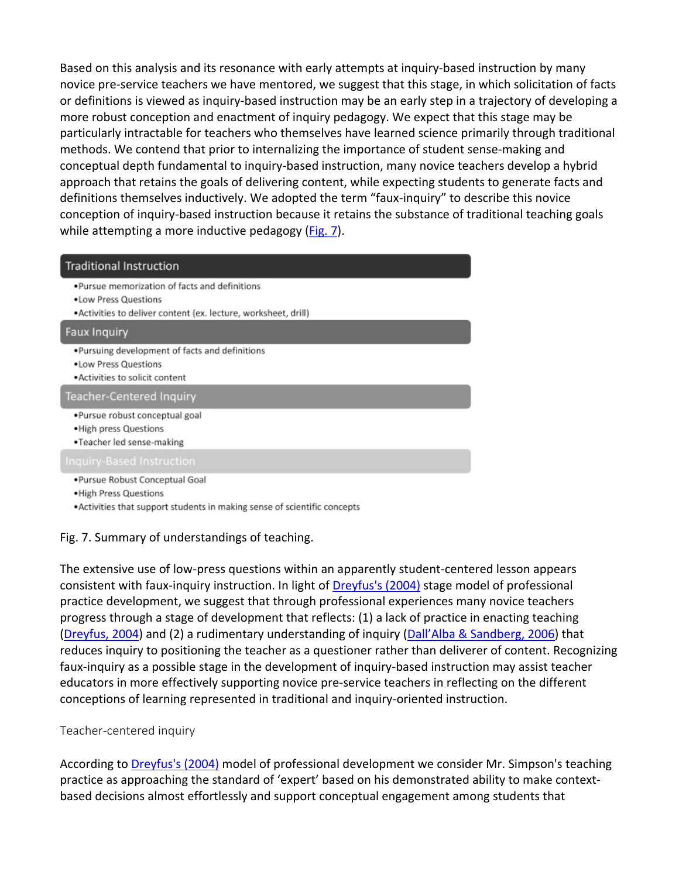Based on this analysis and its resonance with early attempts at inquiry-based instruction by many novice pre-service teachers we have mentored, we suggest that this stage, in which solicitation of facts or definitions is viewed as inquiry-based instruction may be an early step in a trajectory of developing a more robust conception and enactment of inquiry pedagogy. We expect that this stage may be particularly intractable for teachers who themselves have learned science primarily through traditional methods. We contend that prior to internalizing the importance of student sense-making and conceptual depth fundamental to inquiry-based instruction, many novice teachers develop a hybrid approach that retains the goals of delivering content, while expecting students to generate facts and definitions themselves inductively. We adopted the term "faux-inquiry" to describe this novice conception of inquiry-based instruction because it retains the substance of traditional teaching goals while attempting a more inductive pedagogy (Fig. 7).

**Traditional Instruction**

- Pursue memorization of facts and definitions
- Low Press Questions
- Activities to deliver content (ex. lecture, worksheet, drill)

**Faux Inquiry**

- Pursuing development of facts and definitions
- Low Press Questions
- Activities to solicit content

**Teacher-Centered Inquiry**

- Pursue robust conceptual goal
- High press Questions
- Teacher led sense-making

**Inquiry-Based Instruction**

- Pursue Robust Conceptual Goal
- High Press Questions
- Activities that support students in making sense of scientific concepts

Fig. 7. Summary of understandings of teaching.

The extensive use of low-press questions within an apparently student-centered lesson appears consistent with faux-inquiry instruction. In light of Dreyfus's (2004) stage model of professional practice development, we suggest that through professional experiences many novice teachers progress through a stage of development that reflects: (1) a lack of practice in enacting teaching (Dreyfus, 2004) and (2) a rudimentary understanding of inquiry (Dall'Alba & Sandberg, 2006) that reduces inquiry to positioning the teacher as a questioner rather than deliverer of content. Recognizing faux-inquiry as a possible stage in the development of inquiry-based instruction may assist teacher educators in more effectively supporting novice pre-service teachers in reflecting on the different conceptions of learning represented in traditional and inquiry-oriented instruction.

### Teacher-centered inquiry

According to Dreyfus's (2004) model of professional development we consider Mr. Simpson's teaching practice as approaching the standard of 'expert' based on his demonstrated ability to make context-based decisions almost effortlessly and support conceptual engagement among students that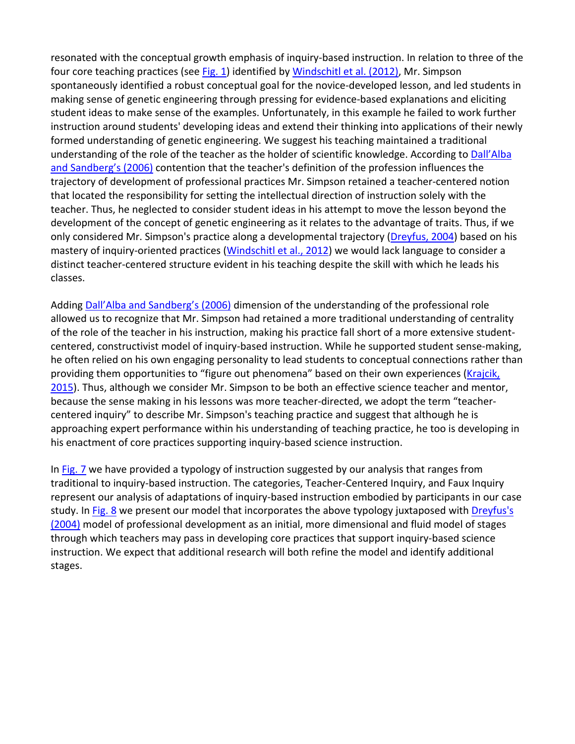resonated with the conceptual growth emphasis of inquiry-based instruction. In relation to three of the four core teaching practices (see Fig. 1) identified by Windschitl et al. (2012), Mr. Simpson spontaneously identified a robust conceptual goal for the novice-developed lesson, and led students in making sense of genetic engineering through pressing for evidence-based explanations and eliciting student ideas to make sense of the examples. Unfortunately, in this example he failed to work further instruction around students' developing ideas and extend their thinking into applications of their newly formed understanding of genetic engineering. We suggest his teaching maintained a traditional understanding of the role of the teacher as the holder of scientific knowledge. According to Dall'Alba and Sandberg's (2006) contention that the teacher's definition of the profession influences the trajectory of development of professional practices Mr. Simpson retained a teacher-centered notion that located the responsibility for setting the intellectual direction of instruction solely with the teacher. Thus, he neglected to consider student ideas in his attempt to move the lesson beyond the development of the concept of genetic engineering as it relates to the advantage of traits. Thus, if we only considered Mr. Simpson's practice along a developmental trajectory (Dreyfus, 2004) based on his mastery of inquiry-oriented practices (Windschitl et al., 2012) we would lack language to consider a distinct teacher-centered structure evident in his teaching despite the skill with which he leads his classes.

Adding Dall'Alba and Sandberg's (2006) dimension of the understanding of the professional role allowed us to recognize that Mr. Simpson had retained a more traditional understanding of centrality of the role of the teacher in his instruction, making his practice fall short of a more extensive student-centered, constructivist model of inquiry-based instruction. While he supported student sense-making, he often relied on his own engaging personality to lead students to conceptual connections rather than providing them opportunities to "figure out phenomena" based on their own experiences (Krajcik, 2015). Thus, although we consider Mr. Simpson to be both an effective science teacher and mentor, because the sense making in his lessons was more teacher-directed, we adopt the term "teacher-centered inquiry" to describe Mr. Simpson's teaching practice and suggest that although he is approaching expert performance within his understanding of teaching practice, he too is developing in his enactment of core practices supporting inquiry-based science instruction.

In Fig. 7 we have provided a typology of instruction suggested by our analysis that ranges from traditional to inquiry-based instruction. The categories, Teacher-Centered Inquiry, and Faux Inquiry represent our analysis of adaptations of inquiry-based instruction embodied by participants in our case study. In Fig. 8 we present our model that incorporates the above typology juxtaposed with Dreyfus's (2004) model of professional development as an initial, more dimensional and fluid model of stages through which teachers may pass in developing core practices that support inquiry-based science instruction. We expect that additional research will both refine the model and identify additional stages.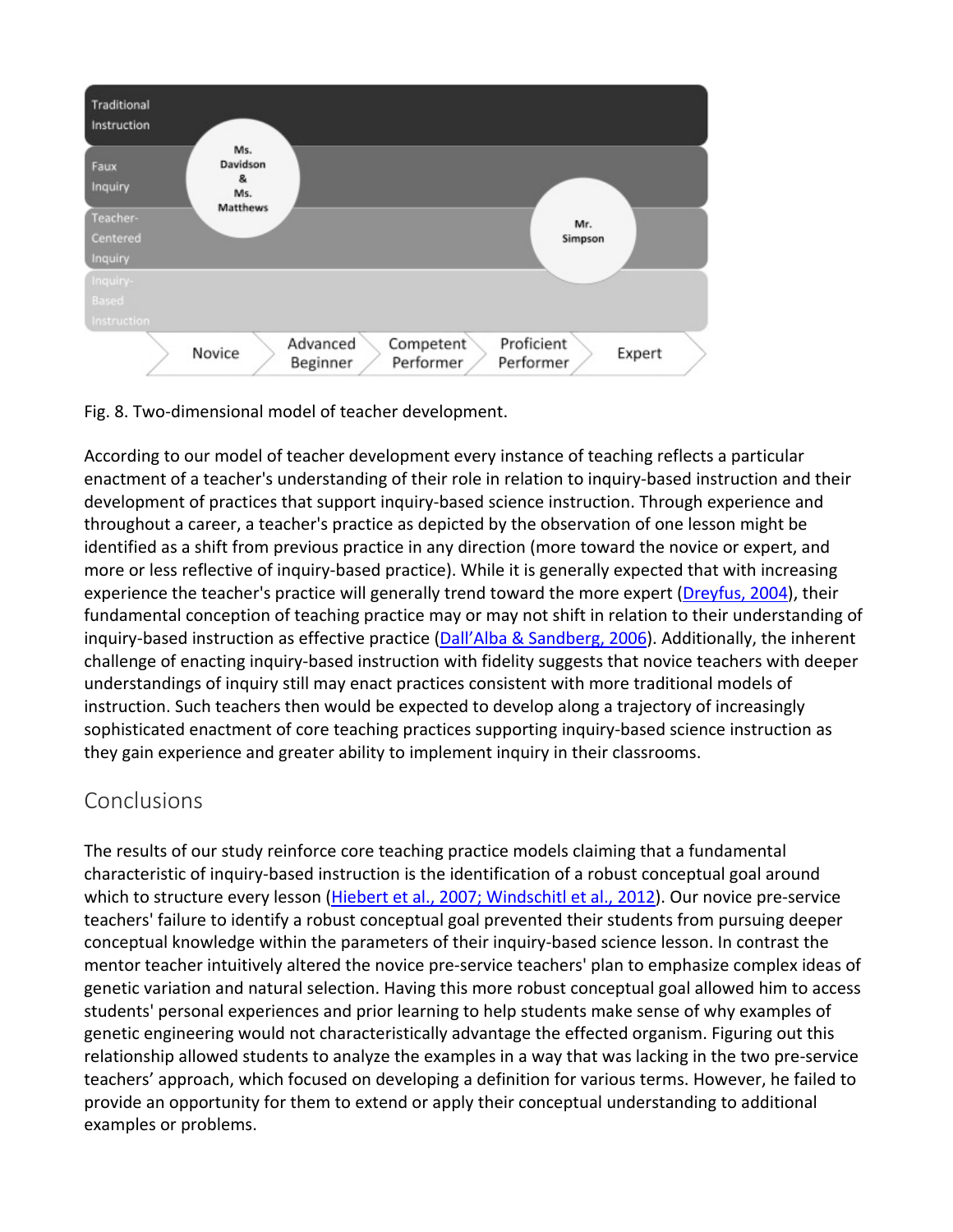Traditional Instruction

Faux Inquiry

Teacher-Centered Inquiry

Inquiry-Based Instruction

Ms. Davidson & Ms. Matthews

Mr. Simpson

Novice

Advanced Beginner

Competent Performer

Proficient Performer

Expert

Fig. 8. Two-dimensional model of teacher development.

According to our model of teacher development every instance of teaching reflects a particular enactment of a teacher's understanding of their role in relation to inquiry-based instruction and their development of practices that support inquiry-based science instruction. Through experience and throughout a career, a teacher's practice as depicted by the observation of one lesson might be identified as a shift from previous practice in any direction (more toward the novice or expert, and more or less reflective of inquiry-based practice). While it is generally expected that with increasing experience the teacher's practice will generally trend toward the more expert (Dreyfus, 2004), their fundamental conception of teaching practice may or may not shift in relation to their understanding of inquiry-based instruction as effective practice (Dall'Alba & Sandberg, 2006). Additionally, the inherent challenge of enacting inquiry-based instruction with fidelity suggests that novice teachers with deeper understandings of inquiry still may enact practices consistent with more traditional models of instruction. Such teachers then would be expected to develop along a trajectory of increasingly sophisticated enactment of core teaching practices supporting inquiry-based science instruction as they gain experience and greater ability to implement inquiry in their classrooms.

## Conclusions

The results of our study reinforce core teaching practice models claiming that a fundamental characteristic of inquiry-based instruction is the identification of a robust conceptual goal around which to structure every lesson (Hiebert et al., 2007; Windschitl et al., 2012). Our novice pre-service teachers' failure to identify a robust conceptual goal prevented their students from pursuing deeper conceptual knowledge within the parameters of their inquiry-based science lesson. In contrast the mentor teacher intuitively altered the novice pre-service teachers' plan to emphasize complex ideas of genetic variation and natural selection. Having this more robust conceptual goal allowed him to access students' personal experiences and prior learning to help students make sense of why examples of genetic engineering would not characteristically advantage the effected organism. Figuring out this relationship allowed students to analyze the examples in a way that was lacking in the two pre-service teachers' approach, which focused on developing a definition for various terms. However, he failed to provide an opportunity for them to extend or apply their conceptual understanding to additional examples or problems.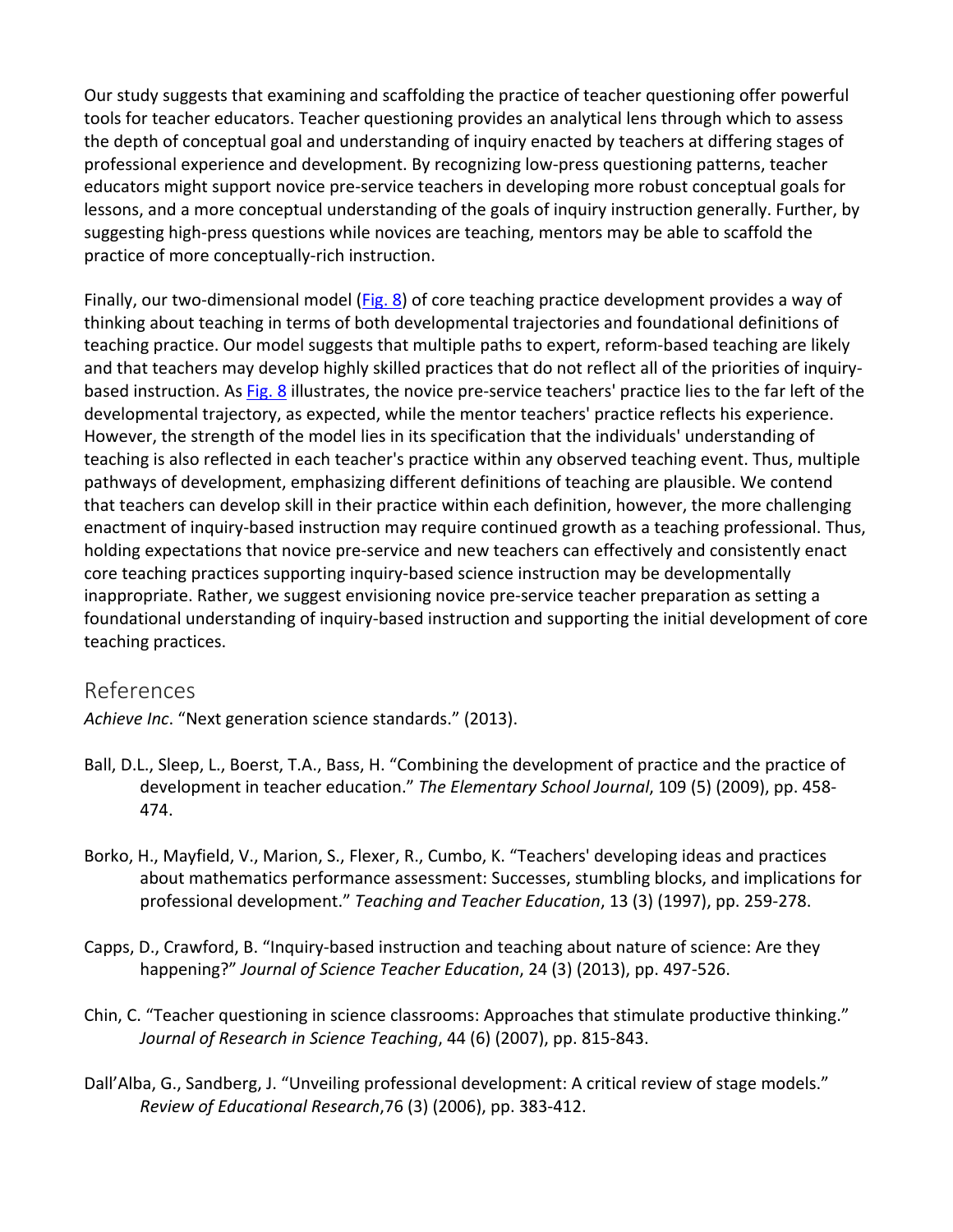Our study suggests that examining and scaffolding the practice of teacher questioning offer powerful tools for teacher educators. Teacher questioning provides an analytical lens through which to assess the depth of conceptual goal and understanding of inquiry enacted by teachers at differing stages of professional experience and development. By recognizing low-press questioning patterns, teacher educators might support novice pre-service teachers in developing more robust conceptual goals for lessons, and a more conceptual understanding of the goals of inquiry instruction generally. Further, by suggesting high-press questions while novices are teaching, mentors may be able to scaffold the practice of more conceptually-rich instruction.

Finally, our two-dimensional model (Fig. 8) of core teaching practice development provides a way of thinking about teaching in terms of both developmental trajectories and foundational definitions of teaching practice. Our model suggests that multiple paths to expert, reform-based teaching are likely and that teachers may develop highly skilled practices that do not reflect all of the priorities of inquiry-based instruction. As Fig. 8 illustrates, the novice pre-service teachers' practice lies to the far left of the developmental trajectory, as expected, while the mentor teachers' practice reflects his experience. However, the strength of the model lies in its specification that the individuals' understanding of teaching is also reflected in each teacher's practice within any observed teaching event. Thus, multiple pathways of development, emphasizing different definitions of teaching are plausible. We contend that teachers can develop skill in their practice within each definition, however, the more challenging enactment of inquiry-based instruction may require continued growth as a teaching professional. Thus, holding expectations that novice pre-service and new teachers can effectively and consistently enact core teaching practices supporting inquiry-based science instruction may be developmentally inappropriate. Rather, we suggest envisioning novice pre-service teacher preparation as setting a foundational understanding of inquiry-based instruction and supporting the initial development of core teaching practices.

## References

*Achieve Inc*. "Next generation science standards." (2013).

Ball, D.L., Sleep, L., Boerst, T.A., Bass, H. "Combining the development of practice and the practice of development in teacher education." *The Elementary School Journal*, 109 (5) (2009), pp. 458-474.

Borko, H., Mayfield, V., Marion, S., Flexer, R., Cumbo, K. "Teachers' developing ideas and practices about mathematics performance assessment: Successes, stumbling blocks, and implications for professional development." *Teaching and Teacher Education*, 13 (3) (1997), pp. 259-278.

Capps, D., Crawford, B. "Inquiry-based instruction and teaching about nature of science: Are they happening?" *Journal of Science Teacher Education*, 24 (3) (2013), pp. 497-526.

Chin, C. "Teacher questioning in science classrooms: Approaches that stimulate productive thinking." *Journal of Research in Science Teaching*, 44 (6) (2007), pp. 815-843.

Dall'Alba, G., Sandberg, J. "Unveiling professional development: A critical review of stage models." *Review of Educational Research*,76 (3) (2006), pp. 383-412.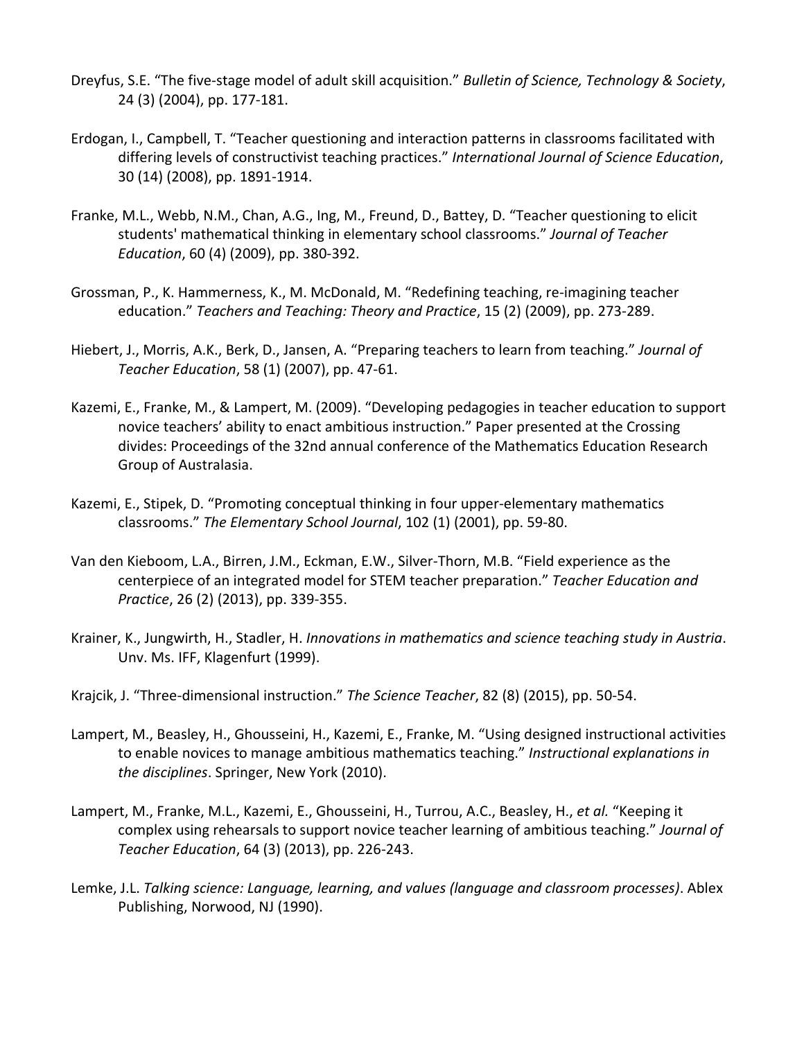Dreyfus, S.E. “The five-stage model of adult skill acquisition.” *Bulletin of Science, Technology & Society*, 24 (3) (2004), pp. 177-181.

Erdogan, I., Campbell, T. “Teacher questioning and interaction patterns in classrooms facilitated with differing levels of constructivist teaching practices.” *International Journal of Science Education*, 30 (14) (2008), pp. 1891-1914.

Franke, M.L., Webb, N.M., Chan, A.G., Ing, M., Freund, D., Battey, D. “Teacher questioning to elicit students' mathematical thinking in elementary school classrooms.” *Journal of Teacher Education*, 60 (4) (2009), pp. 380-392.

Grossman, P., K. Hammerness, K., M. McDonald, M. “Redefining teaching, re-imagining teacher education.” *Teachers and Teaching: Theory and Practice*, 15 (2) (2009), pp. 273-289.

Hiebert, J., Morris, A.K., Berk, D., Jansen, A. “Preparing teachers to learn from teaching.” *Journal of Teacher Education*, 58 (1) (2007), pp. 47-61.

Kazemi, E., Franke, M., & Lampert, M. (2009). “Developing pedagogies in teacher education to support novice teachers’ ability to enact ambitious instruction.” Paper presented at the Crossing divides: Proceedings of the 32nd annual conference of the Mathematics Education Research Group of Australasia.

Kazemi, E., Stipek, D. “Promoting conceptual thinking in four upper-elementary mathematics classrooms.” *The Elementary School Journal*, 102 (1) (2001), pp. 59-80.

Van den Kieboom, L.A., Birren, J.M., Eckman, E.W., Silver-Thorn, M.B. “Field experience as the centerpiece of an integrated model for STEM teacher preparation.” *Teacher Education and Practice*, 26 (2) (2013), pp. 339-355.

Krainer, K., Jungwirth, H., Stadler, H. *Innovations in mathematics and science teaching study in Austria*. Unv. Ms. IFF, Klagenfurt (1999).

Krajcik, J. “Three-dimensional instruction.” *The Science Teacher*, 82 (8) (2015), pp. 50-54.

Lampert, M., Beasley, H., Ghousseini, H., Kazemi, E., Franke, M. “Using designed instructional activities to enable novices to manage ambitious mathematics teaching.” *Instructional explanations in the disciplines*. Springer, New York (2010).

Lampert, M., Franke, M.L., Kazemi, E., Ghousseini, H., Turrou, A.C., Beasley, H., *et al.* “Keeping it complex using rehearsals to support novice teacher learning of ambitious teaching.” *Journal of Teacher Education*, 64 (3) (2013), pp. 226-243.

Lemke, J.L. *Talking science: Language, learning, and values (language and classroom processes)*. Ablex Publishing, Norwood, NJ (1990).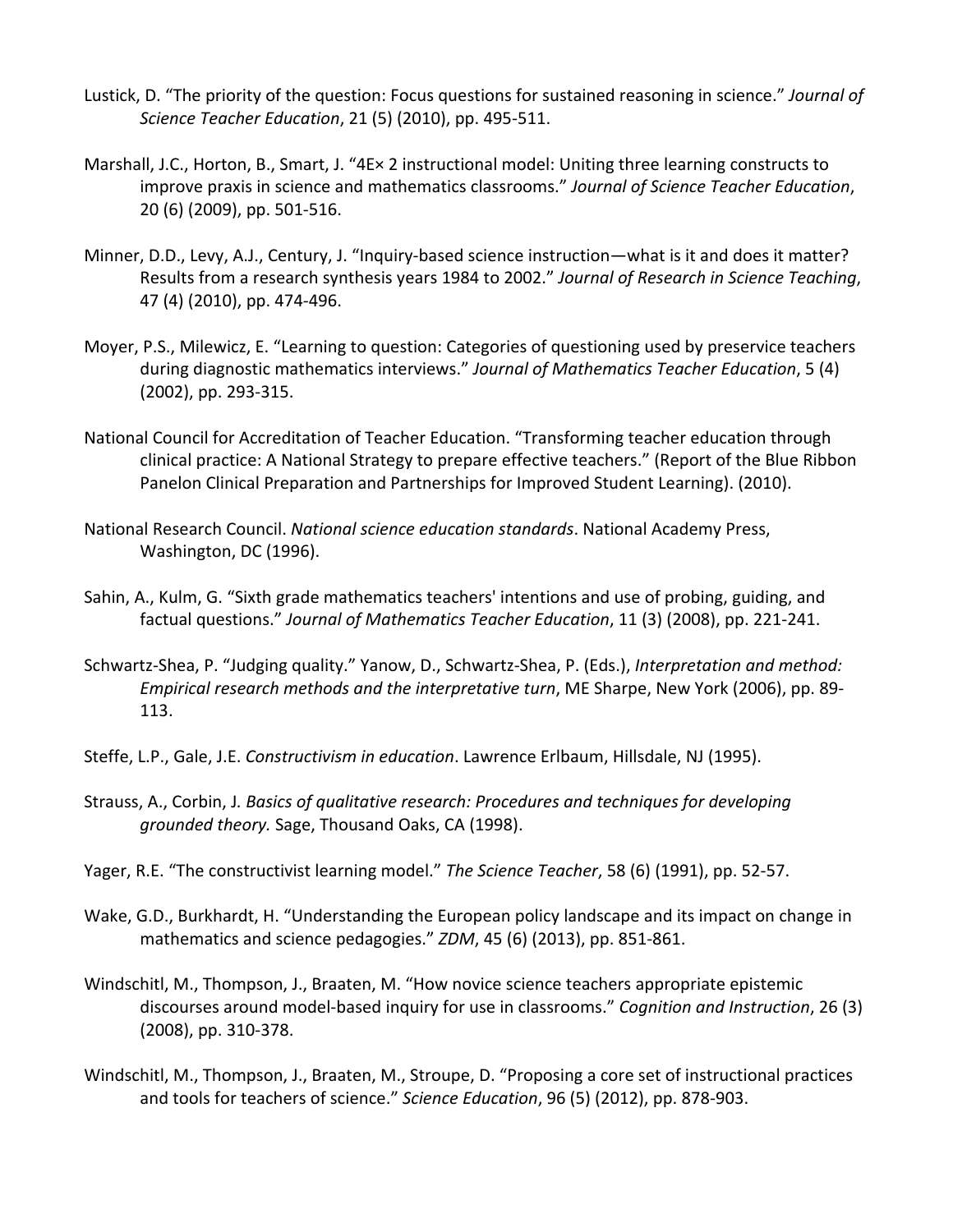Lustick, D. "The priority of the question: Focus questions for sustained reasoning in science." *Journal of Science Teacher Education*, 21 (5) (2010), pp. 495-511.

Marshall, J.C., Horton, B., Smart, J. "4E× 2 instructional model: Uniting three learning constructs to improve praxis in science and mathematics classrooms." *Journal of Science Teacher Education*, 20 (6) (2009), pp. 501-516.

Minner, D.D., Levy, A.J., Century, J. "Inquiry-based science instruction—what is it and does it matter? Results from a research synthesis years 1984 to 2002." *Journal of Research in Science Teaching*, 47 (4) (2010), pp. 474-496.

Moyer, P.S., Milewicz, E. "Learning to question: Categories of questioning used by preservice teachers during diagnostic mathematics interviews." *Journal of Mathematics Teacher Education*, 5 (4) (2002), pp. 293-315.

National Council for Accreditation of Teacher Education. "Transforming teacher education through clinical practice: A National Strategy to prepare effective teachers." (Report of the Blue Ribbon Panelon Clinical Preparation and Partnerships for Improved Student Learning). (2010).

National Research Council. *National science education standards*. National Academy Press, Washington, DC (1996).

Sahin, A., Kulm, G. "Sixth grade mathematics teachers' intentions and use of probing, guiding, and factual questions." *Journal of Mathematics Teacher Education*, 11 (3) (2008), pp. 221-241.

Schwartz-Shea, P. "Judging quality." Yanow, D., Schwartz-Shea, P. (Eds.), *Interpretation and method: Empirical research methods and the interpretative turn*, ME Sharpe, New York (2006), pp. 89-113.

Steffe, L.P., Gale, J.E. *Constructivism in education*. Lawrence Erlbaum, Hillsdale, NJ (1995).

Strauss, A., Corbin, J. *Basics of qualitative research: Procedures and techniques for developing grounded theory.* Sage, Thousand Oaks, CA (1998).

Yager, R.E. "The constructivist learning model." *The Science Teacher*, 58 (6) (1991), pp. 52-57.

Wake, G.D., Burkhardt, H. "Understanding the European policy landscape and its impact on change in mathematics and science pedagogies." *ZDM*, 45 (6) (2013), pp. 851-861.

Windschitl, M., Thompson, J., Braaten, M. "How novice science teachers appropriate epistemic discourses around model-based inquiry for use in classrooms." *Cognition and Instruction*, 26 (3) (2008), pp. 310-378.

Windschitl, M., Thompson, J., Braaten, M., Stroupe, D. "Proposing a core set of instructional practices and tools for teachers of science." *Science Education*, 96 (5) (2012), pp. 878-903.